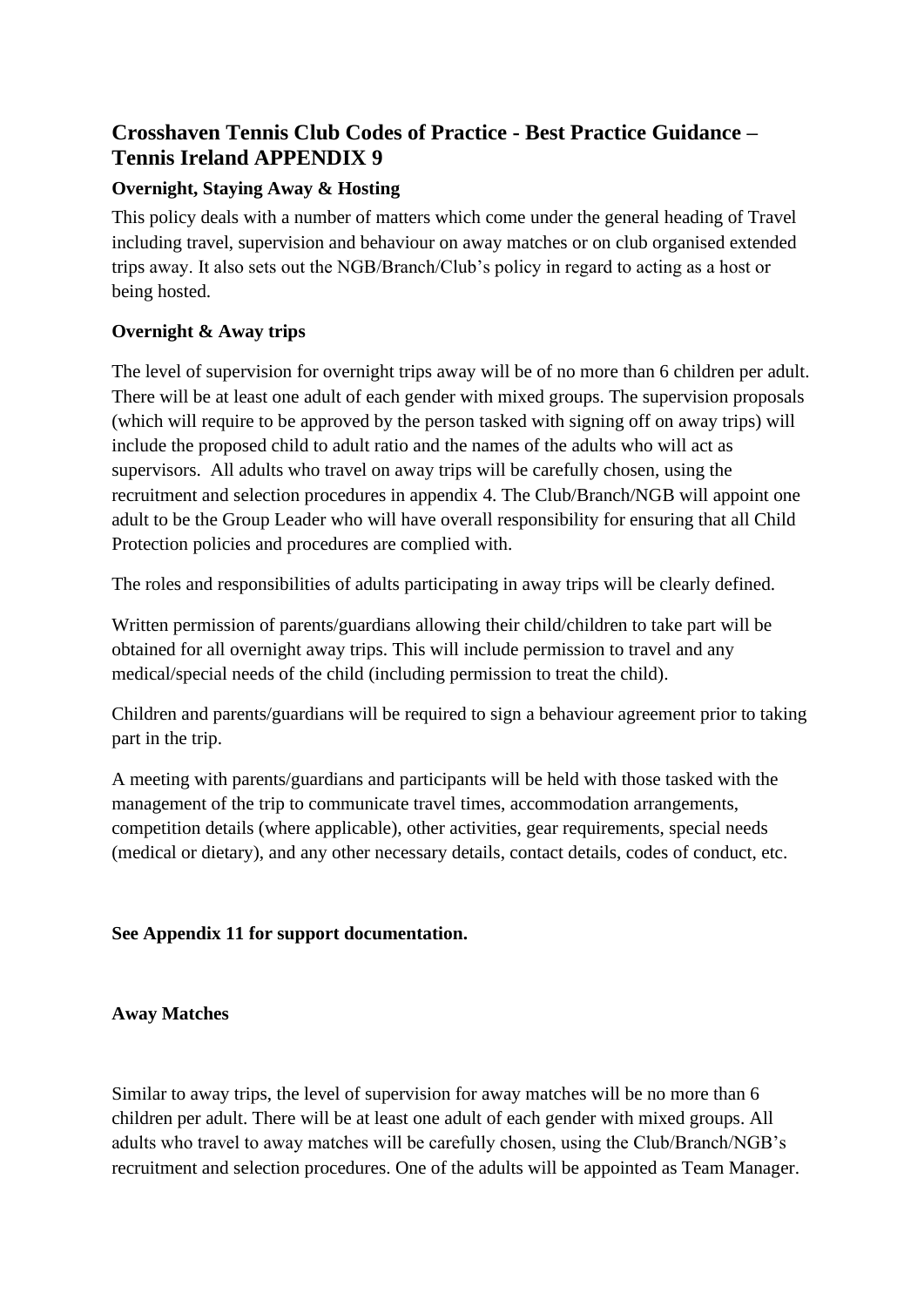# Crosshaven Tennis Club Codes of Practice - Best Practice Guidance – Tennis Ireland APPENDIX 9

### Overnight, Staying Away & Hosting

This policy deals with a number of matters which come under the general heading of Travel including travel, supervision and behaviour on away matches or on club organised extended trips away. It also sets out the NGB/Branch/Club's policy in regard to acting as a host or being hosted.

### Overnight & Away trips

The level of supervision for overnight trips away will be of no more than 6 children per adult. There will be at least one adult of each gender with mixed groups. The supervision proposals (which will require to be approved by the person tasked with signing off on away trips) will include the proposed child to adult ratio and the names of the adults who will act as supervisors. All adults who travel on away trips will be carefully chosen, using the recruitment and selection procedures in appendix 4. The Club/Branch/NGB will appoint one adult to be the Group Leader who will have overall responsibility for ensuring that all Child Protection policies and procedures are complied with.

The roles and responsibilities of adults participating in away trips will be clearly defined.

Written permission of parents/guardians allowing their child/children to take part will be obtained for all overnight away trips. This will include permission to travel and any medical/special needs of the child (including permission to treat the child).

Children and parents/guardians will be required to sign a behaviour agreement prior to taking part in the trip.

A meeting with parents/guardians and participants will be held with those tasked with the management of the trip to communicate travel times, accommodation arrangements, competition details (where applicable), other activities, gear requirements, special needs (medical or dietary), and any other necessary details, contact details, codes of conduct, etc.

**See Appendix 11 for support documentation.**

### Away Matches

Similar to away trips, the level of supervision for away matches will be no more than 6 children per adult. There will be at least one adult of each gender with mixed groups. All adults who travel to away matches will be carefully chosen, using the Club/Branch/NGB's recruitment and selection procedures. One of the adults will be appointed as Team Manager.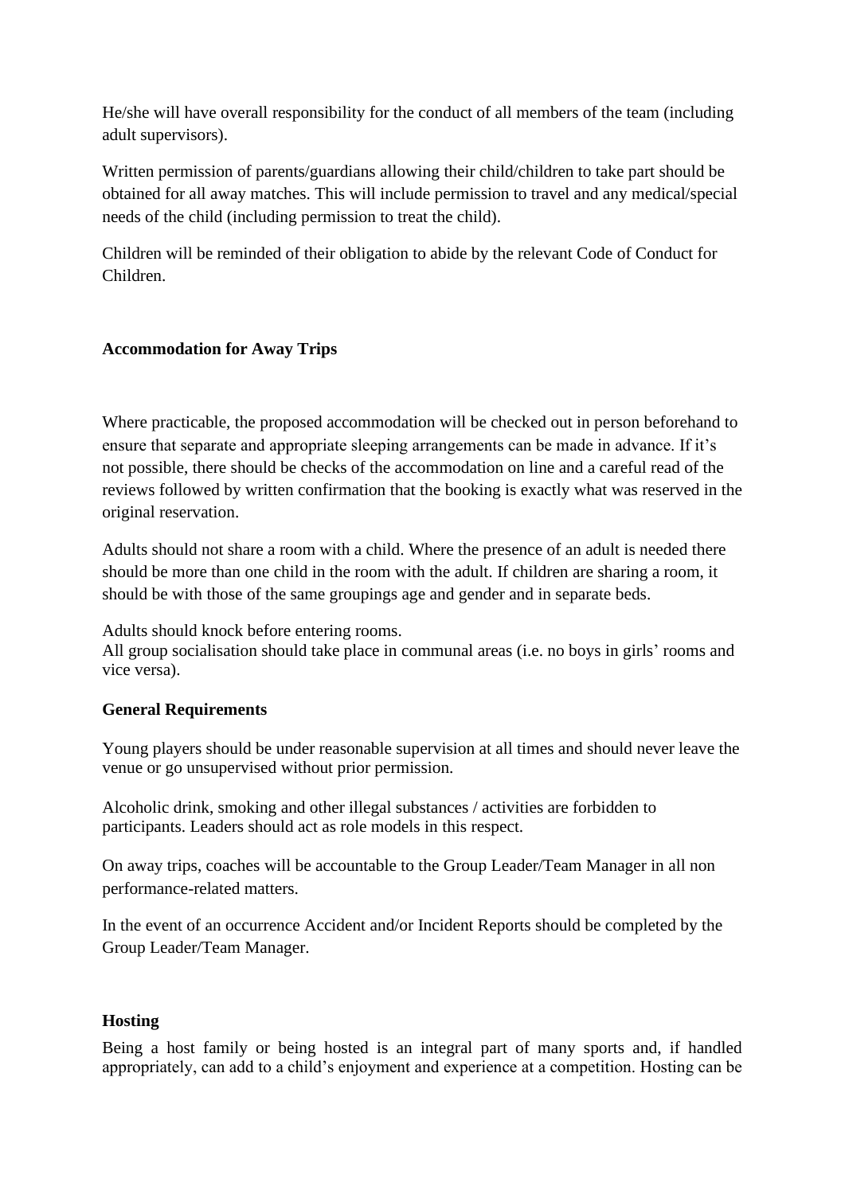He/she will have overall responsibility for the conduct of all members of the team (including adult supervisors).

Written permission of parents/guardians allowing their child/children to take part should be obtained for all away matches. This will include permission to travel and any medical/special needs of the child (including permission to treat the child).

Children will be reminded of their obligation to abide by the relevant Code of Conduct for Children.

**Accommodation for Away Trips**

Where practicable, the proposed accommodation will be checked out in person beforehand to ensure that separate and appropriate sleeping arrangements can be made in advance. If it's not possible, there should be checks of the accommodation on line and a careful read of the reviews followed by written confirmation that the booking is exactly what was reserved in the original reservation.

Adults should not share a room with a child. Where the presence of an adult is needed there should be more than one child in the room with the adult. If children are sharing a room, it should be with those of the same groupings age and gender and in separate beds.

Adults should knock before entering rooms.
All group socialisation should take place in communal areas (i.e. no boys in girls' rooms and vice versa).

**General Requirements**

Young players should be under reasonable supervision at all times and should never leave the venue or go unsupervised without prior permission.

Alcoholic drink, smoking and other illegal substances / activities are forbidden to participants. Leaders should act as role models in this respect.

On away trips, coaches will be accountable to the Group Leader/Team Manager in all non performance-related matters.

In the event of an occurrence Accident and/or Incident Reports should be completed by the Group Leader/Team Manager.

**Hosting**

Being a host family or being hosted is an integral part of many sports and, if handled appropriately, can add to a child's enjoyment and experience at a competition. Hosting can be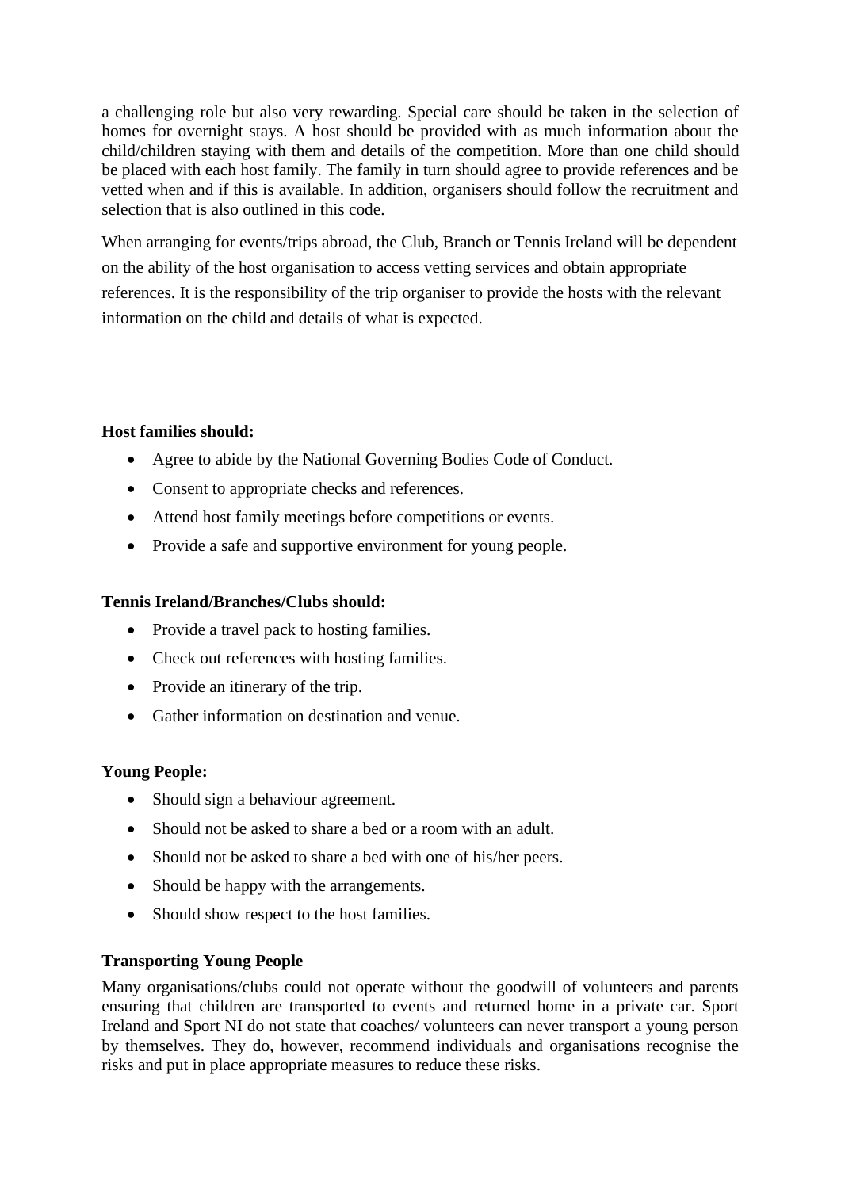a challenging role but also very rewarding. Special care should be taken in the selection of homes for overnight stays. A host should be provided with as much information about the child/children staying with them and details of the competition. More than one child should be placed with each host family. The family in turn should agree to provide references and be vetted when and if this is available. In addition, organisers should follow the recruitment and selection that is also outlined in this code.

When arranging for events/trips abroad, the Club, Branch or Tennis Ireland will be dependent on the ability of the host organisation to access vetting services and obtain appropriate references. It is the responsibility of the trip organiser to provide the hosts with the relevant information on the child and details of what is expected.

**Host families should:**

- Agree to abide by the National Governing Bodies Code of Conduct.
- Consent to appropriate checks and references.
- Attend host family meetings before competitions or events.
- Provide a safe and supportive environment for young people.

**Tennis Ireland/Branches/Clubs should:**

- Provide a travel pack to hosting families.
- Check out references with hosting families.
- Provide an itinerary of the trip.
- Gather information on destination and venue.

**Young People:**

- Should sign a behaviour agreement.
- Should not be asked to share a bed or a room with an adult.
- Should not be asked to share a bed with one of his/her peers.
- Should be happy with the arrangements.
- Should show respect to the host families.

**Transporting Young People**

Many organisations/clubs could not operate without the goodwill of volunteers and parents ensuring that children are transported to events and returned home in a private car. Sport Ireland and Sport NI do not state that coaches/ volunteers can never transport a young person by themselves. They do, however, recommend individuals and organisations recognise the risks and put in place appropriate measures to reduce these risks.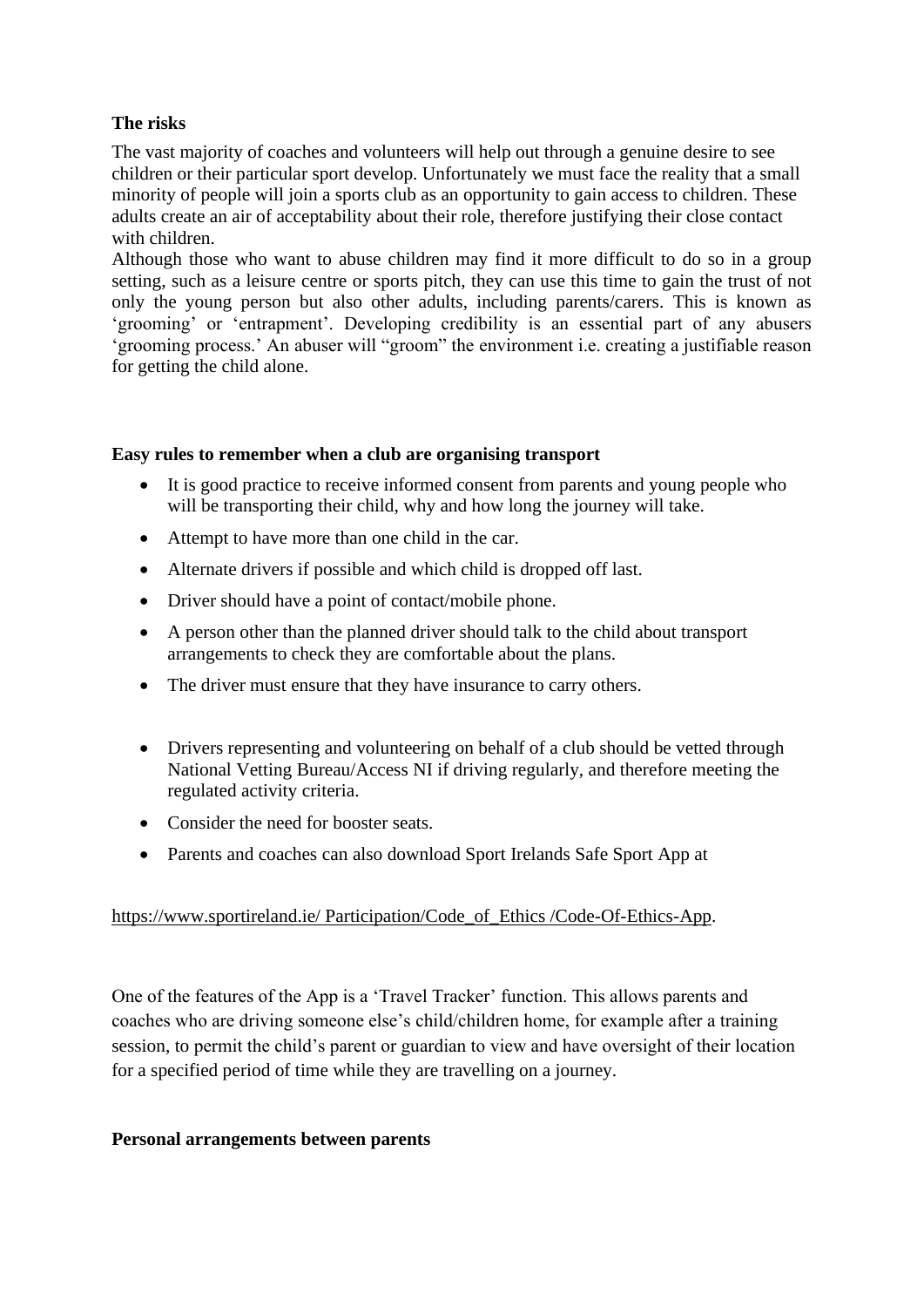**The risks**

The vast majority of coaches and volunteers will help out through a genuine desire to see children or their particular sport develop. Unfortunately we must face the reality that a small minority of people will join a sports club as an opportunity to gain access to children. These adults create an air of acceptability about their role, therefore justifying their close contact with children.

Although those who want to abuse children may find it more difficult to do so in a group setting, such as a leisure centre or sports pitch, they can use this time to gain the trust of not only the young person but also other adults, including parents/carers. This is known as 'grooming' or 'entrapment'. Developing credibility is an essential part of any abusers 'grooming process.' An abuser will "groom" the environment i.e. creating a justifiable reason for getting the child alone.

**Easy rules to remember when a club are organising transport**

- It is good practice to receive informed consent from parents and young people who will be transporting their child, why and how long the journey will take.
- Attempt to have more than one child in the car.
- Alternate drivers if possible and which child is dropped off last.
- Driver should have a point of contact/mobile phone.
- A person other than the planned driver should talk to the child about transport arrangements to check they are comfortable about the plans.
- The driver must ensure that they have insurance to carry others.
- Drivers representing and volunteering on behalf of a club should be vetted through National Vetting Bureau/Access NI if driving regularly, and therefore meeting the regulated activity criteria.
- Consider the need for booster seats.
- Parents and coaches can also download Sport Irelands Safe Sport App at

https://www.sportireland.ie/ Participation/Code_of_Ethics /Code-Of-Ethics-App.

One of the features of the App is a 'Travel Tracker' function. This allows parents and coaches who are driving someone else's child/children home, for example after a training session, to permit the child's parent or guardian to view and have oversight of their location for a specified period of time while they are travelling on a journey.

**Personal arrangements between parents**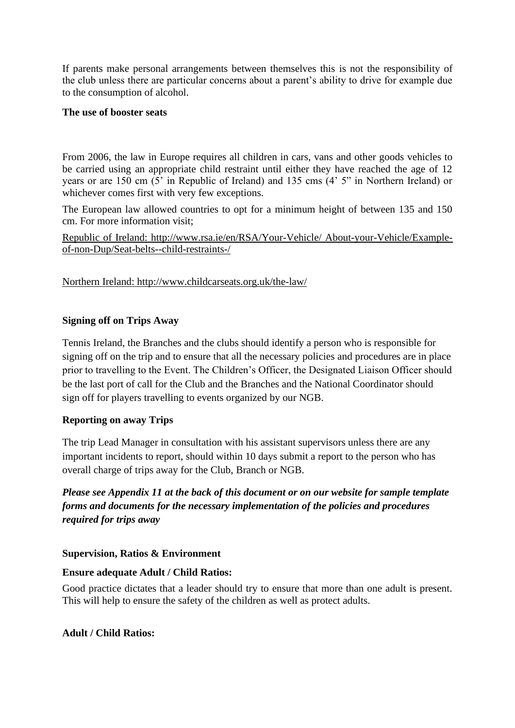If parents make personal arrangements between themselves this is not the responsibility of the club unless there are particular concerns about a parent's ability to drive for example due to the consumption of alcohol.

**The use of booster seats**

From 2006, the law in Europe requires all children in cars, vans and other goods vehicles to be carried using an appropriate child restraint until either they have reached the age of 12 years or are 150 cm (5' in Republic of Ireland) and 135 cms (4' 5" in Northern Ireland) or whichever comes first with very few exceptions.

The European law allowed countries to opt for a minimum height of between 135 and 150 cm. For more information visit;

Republic of Ireland: http://www.rsa.ie/en/RSA/Your-Vehicle/ About-your-Vehicle/Example-of-non-Dup/Seat-belts--child-restraints-/

Northern Ireland: http://www.childcarseats.org.uk/the-law/

**Signing off on Trips Away**

Tennis Ireland, the Branches and the clubs should identify a person who is responsible for signing off on the trip and to ensure that all the necessary policies and procedures are in place prior to travelling to the Event. The Children's Officer, the Designated Liaison Officer should be the last port of call for the Club and the Branches and the National Coordinator should sign off for players travelling to events organized by our NGB.

**Reporting on away Trips**

The trip Lead Manager in consultation with his assistant supervisors unless there are any important incidents to report, should within 10 days submit a report to the person who has overall charge of trips away for the Club, Branch or NGB.

***Please see Appendix 11 at the back of this document or on our website for sample template forms and documents for the necessary implementation of the policies and procedures required for trips away***

**Supervision, Ratios & Environment**

**Ensure adequate Adult / Child Ratios:**

Good practice dictates that a leader should try to ensure that more than one adult is present. This will help to ensure the safety of the children as well as protect adults.

**Adult / Child Ratios:**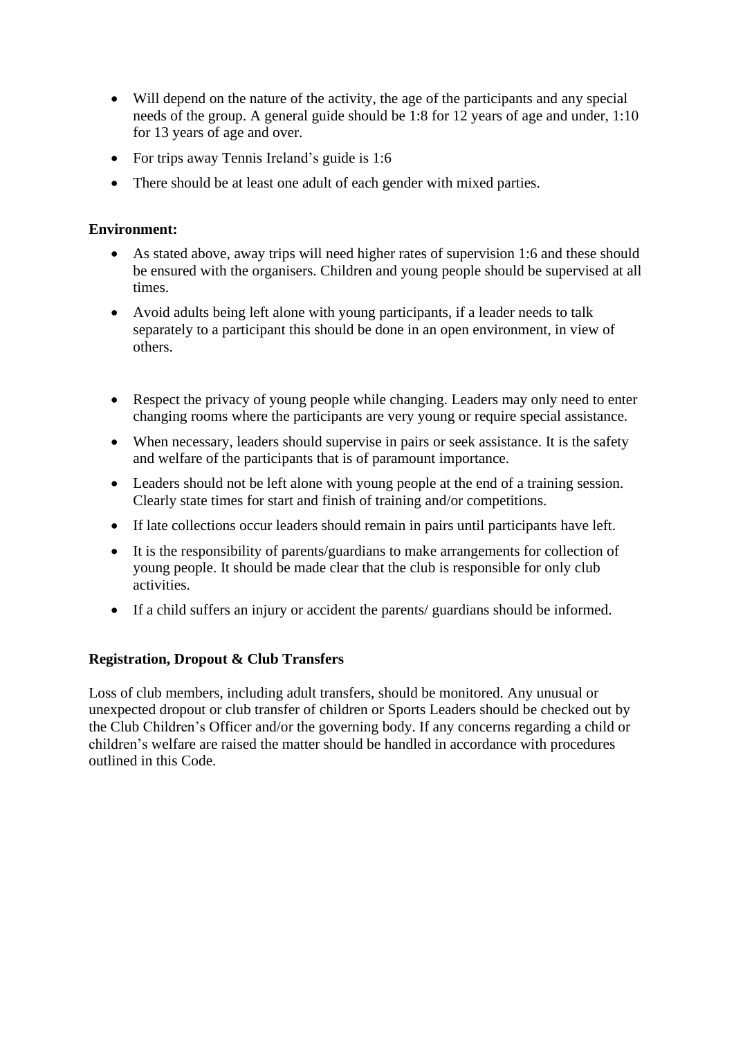- Will depend on the nature of the activity, the age of the participants and any special needs of the group. A general guide should be 1:8 for 12 years of age and under, 1:10 for 13 years of age and over.
- For trips away Tennis Ireland's guide is 1:6
- There should be at least one adult of each gender with mixed parties.

**Environment:**

- As stated above, away trips will need higher rates of supervision 1:6 and these should be ensured with the organisers. Children and young people should be supervised at all times.
- Avoid adults being left alone with young participants, if a leader needs to talk separately to a participant this should be done in an open environment, in view of others.

- Respect the privacy of young people while changing. Leaders may only need to enter changing rooms where the participants are very young or require special assistance.
- When necessary, leaders should supervise in pairs or seek assistance. It is the safety and welfare of the participants that is of paramount importance.
- Leaders should not be left alone with young people at the end of a training session. Clearly state times for start and finish of training and/or competitions.
- If late collections occur leaders should remain in pairs until participants have left.
- It is the responsibility of parents/guardians to make arrangements for collection of young people. It should be made clear that the club is responsible for only club activities.
- If a child suffers an injury or accident the parents/ guardians should be informed.

**Registration, Dropout & Club Transfers**

Loss of club members, including adult transfers, should be monitored. Any unusual or unexpected dropout or club transfer of children or Sports Leaders should be checked out by the Club Children's Officer and/or the governing body. If any concerns regarding a child or children's welfare are raised the matter should be handled in accordance with procedures outlined in this Code.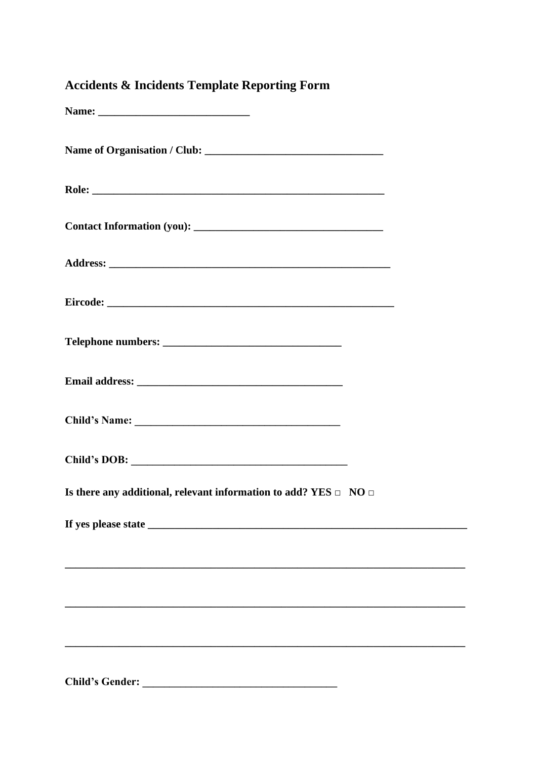## Accidents & Incidents Template Reporting Form

**Name: ____________________________**

**Name of Organisation / Club: _________________________________**

**Role: _______________________________________________________**

**Contact Information (you): ___________________________________**

**Address: _____________________________________________________**

**Eircode: ______________________________________________________**

**Telephone numbers: _________________________________**

**Email address: ______________________________________**

**Child's Name: ______________________________________**

**Child's DOB: _________________________________________**

**Is there any additional, relevant information to add? YES □ NO □**

**If yes please state ____________________________________________________________**

**____________________________________________________________________________**

**____________________________________________________________________________**

**____________________________________________________________________________**

**Child's Gender: ____________________________________**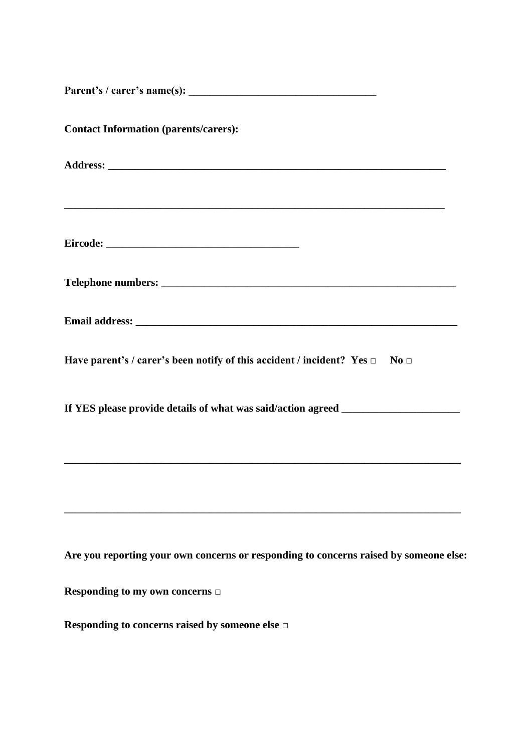**Parent's / carer's name(s): ___________________________________**

**Contact Information (parents/carers):**

**Address: ________________________________________________________________**

**________________________________________________________________________**

**Eircode: ___________________________________**

**Telephone numbers: ______________________________________________________**

**Email address: __________________________________________________________**

**Have parent's / carer's been notify of this accident / incident? Yes □ No □**

**If YES please provide details of what was said/action agreed _____________________**

**__________________________________________________________________________**

**__________________________________________________________________________**

**Are you reporting your own concerns or responding to concerns raised by someone else:**

**Responding to my own concerns □**

**Responding to concerns raised by someone else □**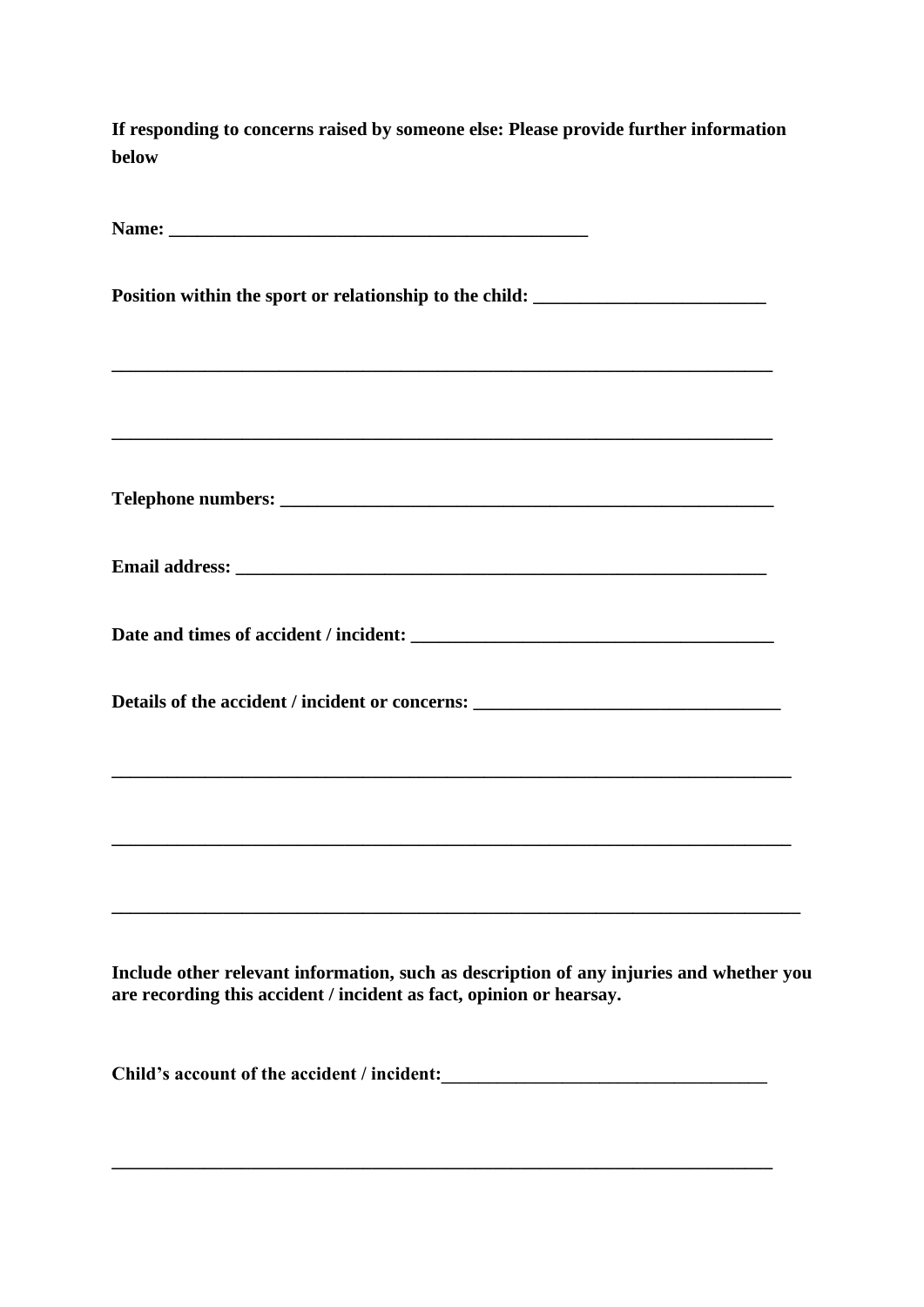**If responding to concerns raised by someone else: Please provide further information below**

**Name: _______________________________________________**

**Position within the sport or relationship to the child: _________________________**

**___________________________________________________________________________**

**___________________________________________________________________________**

**Telephone numbers: _______________________________________________________**

**Email address: ___________________________________________________________**

**Date and times of accident / incident: _______________________________________**

**Details of the accident / incident or concerns: _________________________________**

**___________________________________________________________________________**

**___________________________________________________________________________**

**___________________________________________________________________________**

**Include other relevant information, such as description of any injuries and whether you are recording this accident / incident as fact, opinion or hearsay.**

**Child's account of the accident / incident:___________________________________**

**___________________________________________________________________________**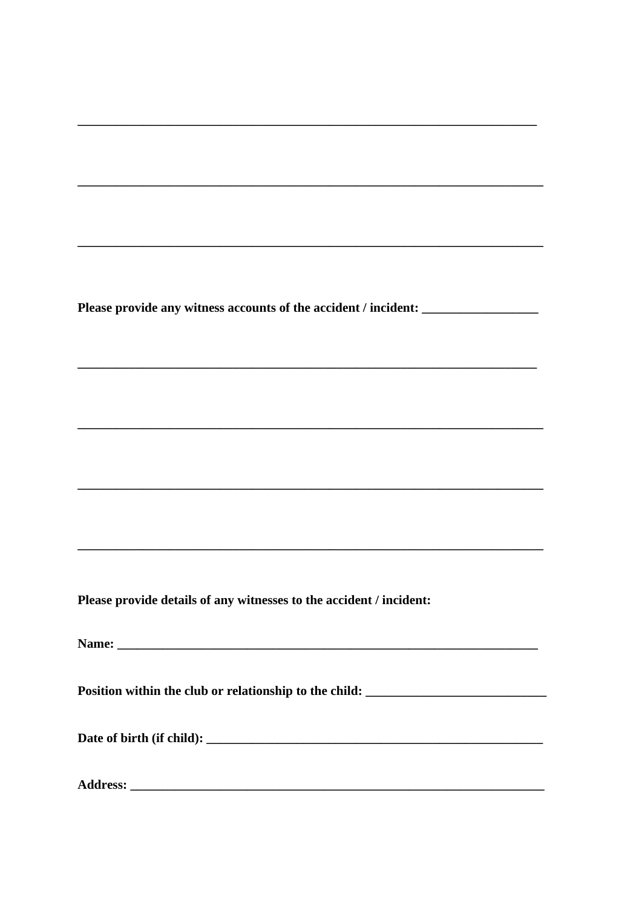___________________________________________________________________________

___________________________________________________________________________

___________________________________________________________________________

**Please provide any witness accounts of the accident / incident: __________________**

___________________________________________________________________________

___________________________________________________________________________

___________________________________________________________________________

___________________________________________________________________________

**Please provide details of any witnesses to the accident / incident:**

**Name: ____________________________________________________________________**

**Position within the club or relationship to the child: ____________________________**

**Date of birth (if child): ______________________________________________________**

**Address: __________________________________________________________________**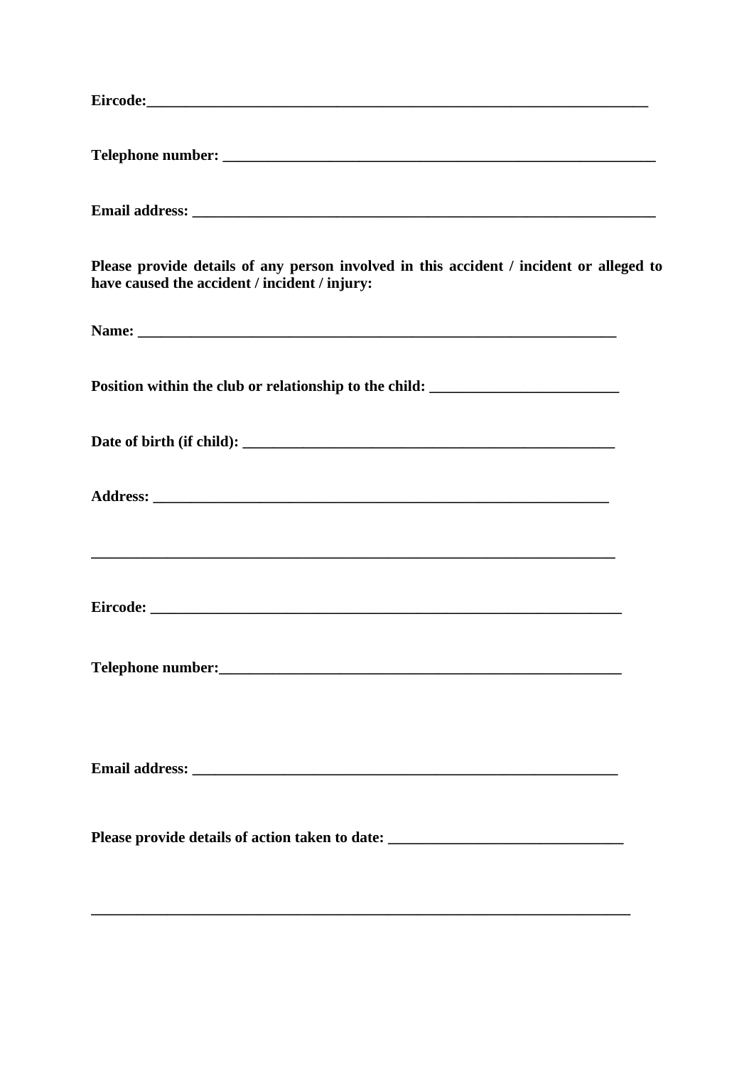**Eircode:**_______________________________________________________________________

**Telephone number:** ____________________________________________________________

**Email address:** ________________________________________________________________

**Please provide details of any person involved in this accident / incident or alleged to have caused the accident / incident / injury:**

**Name:** ______________________________________________________________

**Position within the club or relationship to the child:** _________________________

**Date of birth (if child):** ___________________________________________________

**Address:** _____________________________________________________________

_______________________________________________________________________

**Eircode:** _______________________________________________________________

**Telephone number:**_______________________________________________________

**Email address:** __________________________________________________________

**Please provide details of action taken to date:** ______________________________

_________________________________________________________________________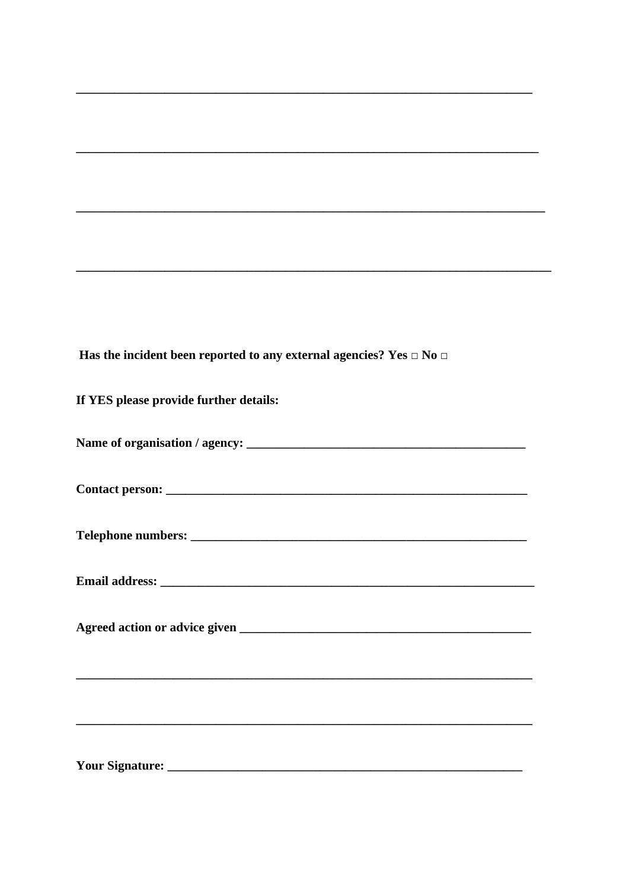\_\_\_\_\_\_\_\_\_\_\_\_\_\_\_\_\_\_\_\_\_\_\_\_\_\_\_\_\_\_\_\_\_\_\_\_\_\_\_\_\_\_\_\_\_\_\_\_\_\_\_\_\_\_\_\_\_\_\_\_\_\_\_\_\_\_\_\_\_\_\_\_

\_\_\_\_\_\_\_\_\_\_\_\_\_\_\_\_\_\_\_\_\_\_\_\_\_\_\_\_\_\_\_\_\_\_\_\_\_\_\_\_\_\_\_\_\_\_\_\_\_\_\_\_\_\_\_\_\_\_\_\_\_\_\_\_\_\_\_\_\_\_\_\_

\_\_\_\_\_\_\_\_\_\_\_\_\_\_\_\_\_\_\_\_\_\_\_\_\_\_\_\_\_\_\_\_\_\_\_\_\_\_\_\_\_\_\_\_\_\_\_\_\_\_\_\_\_\_\_\_\_\_\_\_\_\_\_\_\_\_\_\_\_\_\_\_

\_\_\_\_\_\_\_\_\_\_\_\_\_\_\_\_\_\_\_\_\_\_\_\_\_\_\_\_\_\_\_\_\_\_\_\_\_\_\_\_\_\_\_\_\_\_\_\_\_\_\_\_\_\_\_\_\_\_\_\_\_\_\_\_\_\_\_\_\_\_\_\_

**Has the incident been reported to any external agencies? Yes □ No □**

**If YES please provide further details:**

**Name of organisation / agency:** \_\_\_\_\_\_\_\_\_\_\_\_\_\_\_\_\_\_\_\_\_\_\_\_\_\_\_\_\_\_\_\_\_\_\_\_\_\_\_\_\_\_\_\_

**Contact person:** \_\_\_\_\_\_\_\_\_\_\_\_\_\_\_\_\_\_\_\_\_\_\_\_\_\_\_\_\_\_\_\_\_\_\_\_\_\_\_\_\_\_\_\_\_\_\_\_\_\_\_\_\_\_\_\_\_\_

**Telephone numbers:** \_\_\_\_\_\_\_\_\_\_\_\_\_\_\_\_\_\_\_\_\_\_\_\_\_\_\_\_\_\_\_\_\_\_\_\_\_\_\_\_\_\_\_\_\_\_\_\_\_\_\_\_\_\_

**Email address:** \_\_\_\_\_\_\_\_\_\_\_\_\_\_\_\_\_\_\_\_\_\_\_\_\_\_\_\_\_\_\_\_\_\_\_\_\_\_\_\_\_\_\_\_\_\_\_\_\_\_\_\_\_\_\_\_\_\_\_\_

**Agreed action or advice given** \_\_\_\_\_\_\_\_\_\_\_\_\_\_\_\_\_\_\_\_\_\_\_\_\_\_\_\_\_\_\_\_\_\_\_\_\_\_\_\_\_\_\_\_\_\_\_

\_\_\_\_\_\_\_\_\_\_\_\_\_\_\_\_\_\_\_\_\_\_\_\_\_\_\_\_\_\_\_\_\_\_\_\_\_\_\_\_\_\_\_\_\_\_\_\_\_\_\_\_\_\_\_\_\_\_\_\_\_\_\_\_\_\_\_\_\_\_\_\_

\_\_\_\_\_\_\_\_\_\_\_\_\_\_\_\_\_\_\_\_\_\_\_\_\_\_\_\_\_\_\_\_\_\_\_\_\_\_\_\_\_\_\_\_\_\_\_\_\_\_\_\_\_\_\_\_\_\_\_\_\_\_\_\_\_\_\_\_\_\_\_\_

**Your Signature:** \_\_\_\_\_\_\_\_\_\_\_\_\_\_\_\_\_\_\_\_\_\_\_\_\_\_\_\_\_\_\_\_\_\_\_\_\_\_\_\_\_\_\_\_\_\_\_\_\_\_\_\_\_\_\_\_\_\_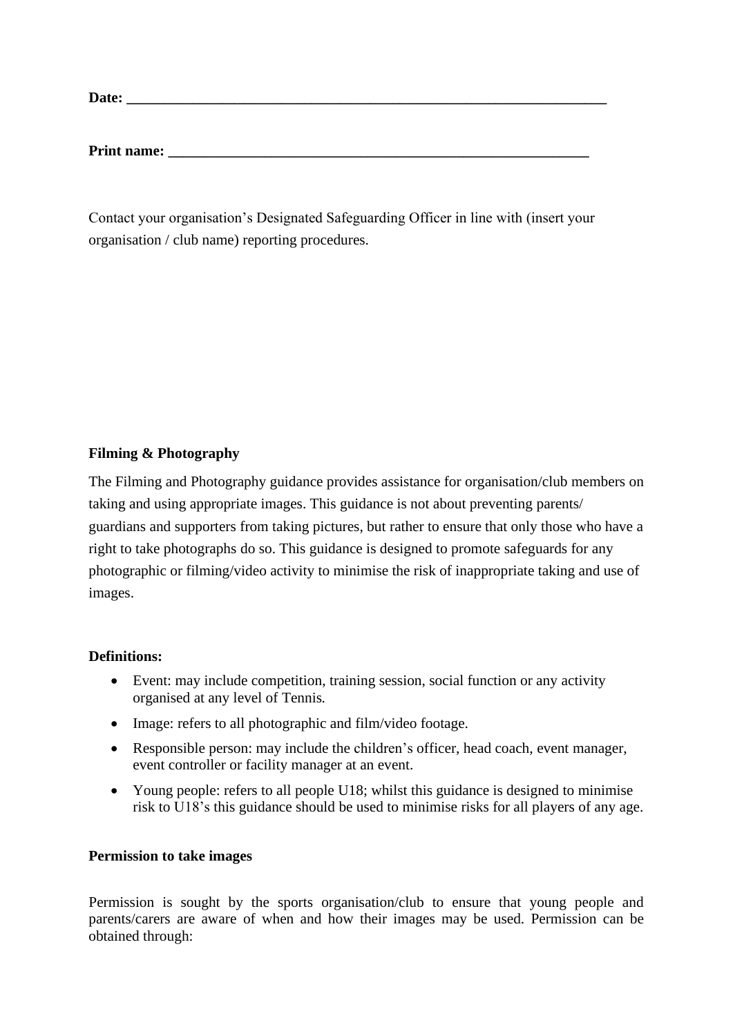**Date: ___________________________________________________________________**

**Print name: ___________________________________________________________**

Contact your organisation's Designated Safeguarding Officer in line with (insert your organisation / club name) reporting procedures.

**Filming & Photography**

The Filming and Photography guidance provides assistance for organisation/club members on taking and using appropriate images. This guidance is not about preventing parents/ guardians and supporters from taking pictures, but rather to ensure that only those who have a right to take photographs do so. This guidance is designed to promote safeguards for any photographic or filming/video activity to minimise the risk of inappropriate taking and use of images.

**Definitions:**

- Event: may include competition, training session, social function or any activity organised at any level of Tennis.
- Image: refers to all photographic and film/video footage.
- Responsible person: may include the children's officer, head coach, event manager, event controller or facility manager at an event.
- Young people: refers to all people U18; whilst this guidance is designed to minimise risk to U18's this guidance should be used to minimise risks for all players of any age.

**Permission to take images**

Permission is sought by the sports organisation/club to ensure that young people and parents/carers are aware of when and how their images may be used. Permission can be obtained through: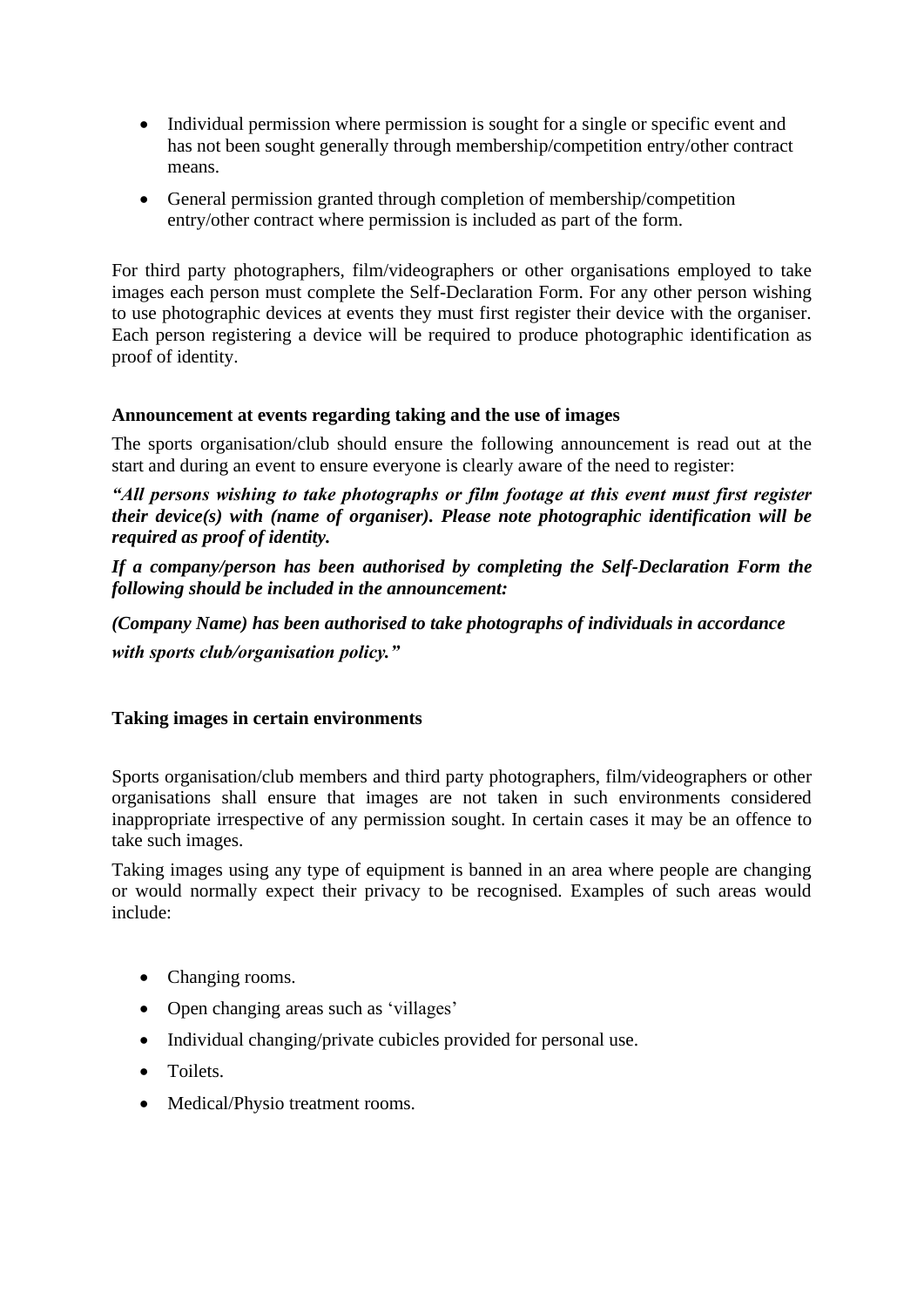- Individual permission where permission is sought for a single or specific event and has not been sought generally through membership/competition entry/other contract means.
- General permission granted through completion of membership/competition entry/other contract where permission is included as part of the form.

For third party photographers, film/videographers or other organisations employed to take images each person must complete the Self-Declaration Form. For any other person wishing to use photographic devices at events they must first register their device with the organiser. Each person registering a device will be required to produce photographic identification as proof of identity.

**Announcement at events regarding taking and the use of images**

The sports organisation/club should ensure the following announcement is read out at the start and during an event to ensure everyone is clearly aware of the need to register:

***"All persons wishing to take photographs or film footage at this event must first register their device(s) with (name of organiser). Please note photographic identification will be required as proof of identity.***

***If a company/person has been authorised by completing the Self-Declaration Form the following should be included in the announcement:***

***(Company Name) has been authorised to take photographs of individuals in accordance with sports club/organisation policy."***

**Taking images in certain environments**

Sports organisation/club members and third party photographers, film/videographers or other organisations shall ensure that images are not taken in such environments considered inappropriate irrespective of any permission sought. In certain cases it may be an offence to take such images.

Taking images using any type of equipment is banned in an area where people are changing or would normally expect their privacy to be recognised. Examples of such areas would include:

- Changing rooms.
- Open changing areas such as 'villages'
- Individual changing/private cubicles provided for personal use.
- Toilets.
- Medical/Physio treatment rooms.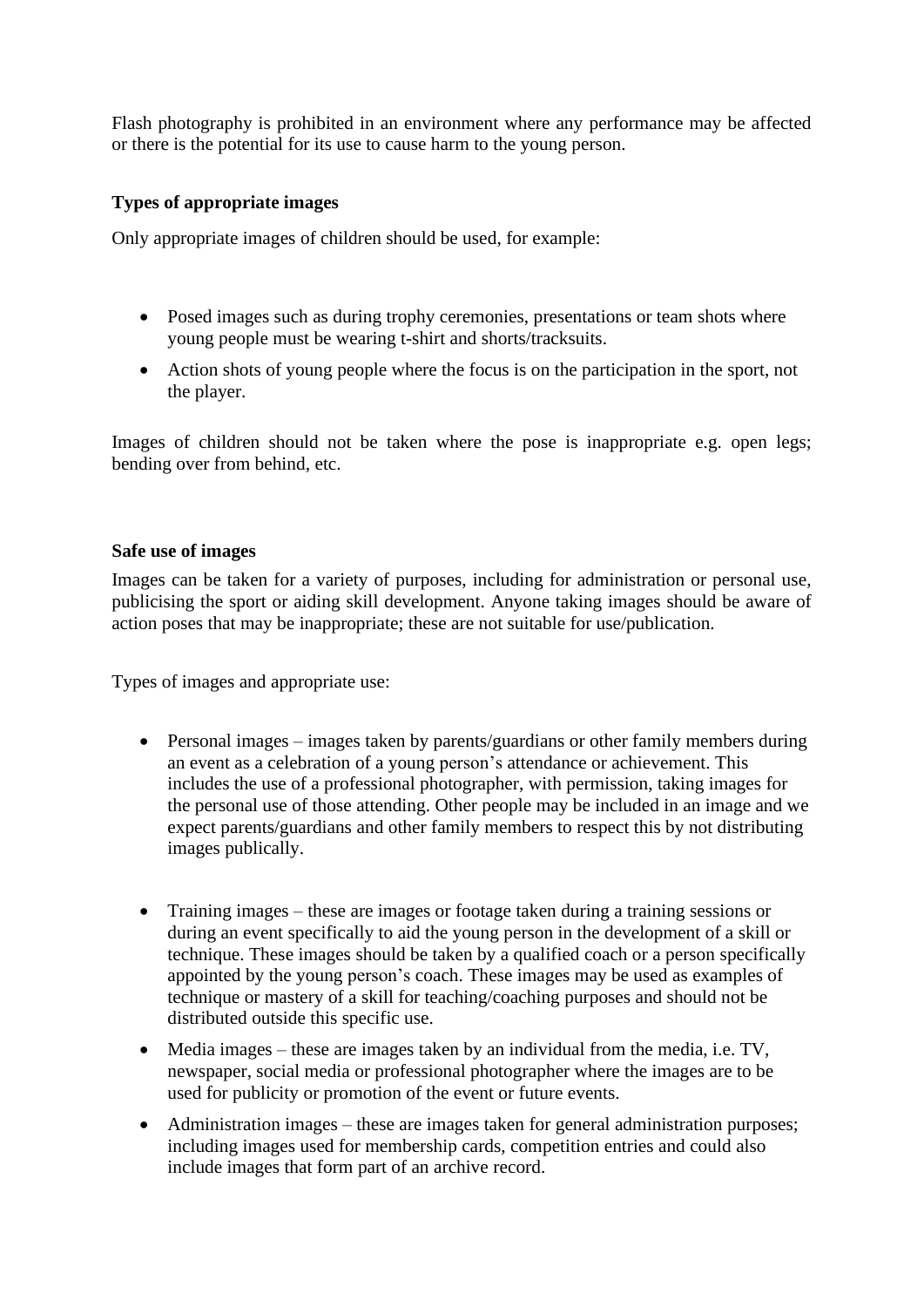Flash photography is prohibited in an environment where any performance may be affected or there is the potential for its use to cause harm to the young person.

**Types of appropriate images**

Only appropriate images of children should be used, for example:

- Posed images such as during trophy ceremonies, presentations or team shots where young people must be wearing t-shirt and shorts/tracksuits.
- Action shots of young people where the focus is on the participation in the sport, not the player.

Images of children should not be taken where the pose is inappropriate e.g. open legs; bending over from behind, etc.

**Safe use of images**

Images can be taken for a variety of purposes, including for administration or personal use, publicising the sport or aiding skill development. Anyone taking images should be aware of action poses that may be inappropriate; these are not suitable for use/publication.

Types of images and appropriate use:

- Personal images – images taken by parents/guardians or other family members during an event as a celebration of a young person's attendance or achievement. This includes the use of a professional photographer, with permission, taking images for the personal use of those attending. Other people may be included in an image and we expect parents/guardians and other family members to respect this by not distributing images publically.

- Training images – these are images or footage taken during a training sessions or during an event specifically to aid the young person in the development of a skill or technique. These images should be taken by a qualified coach or a person specifically appointed by the young person's coach. These images may be used as examples of technique or mastery of a skill for teaching/coaching purposes and should not be distributed outside this specific use.
- Media images – these are images taken by an individual from the media, i.e. TV, newspaper, social media or professional photographer where the images are to be used for publicity or promotion of the event or future events.
- Administration images – these are images taken for general administration purposes; including images used for membership cards, competition entries and could also include images that form part of an archive record.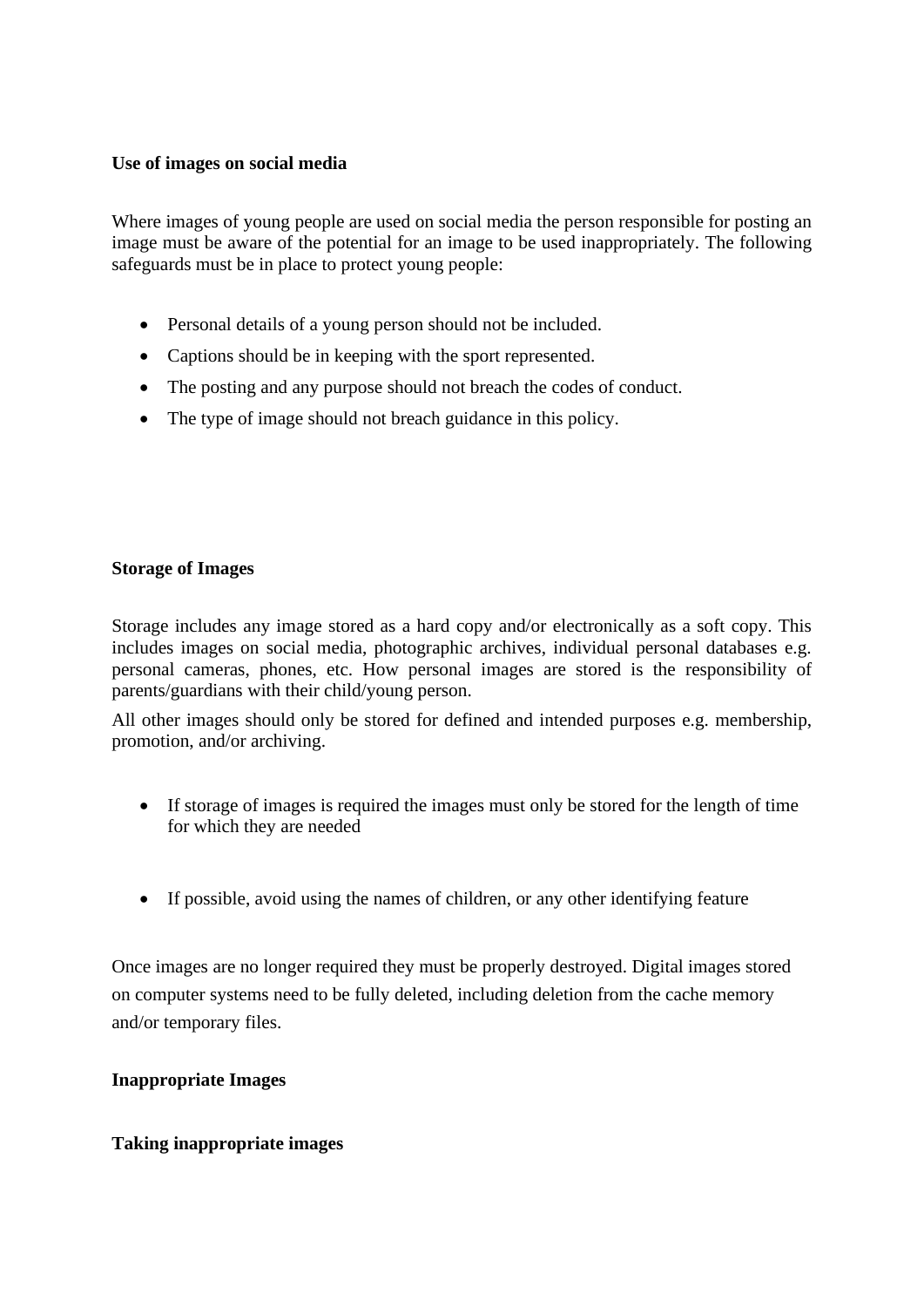**Use of images on social media**

Where images of young people are used on social media the person responsible for posting an image must be aware of the potential for an image to be used inappropriately. The following safeguards must be in place to protect young people:

- Personal details of a young person should not be included.
- Captions should be in keeping with the sport represented.
- The posting and any purpose should not breach the codes of conduct.
- The type of image should not breach guidance in this policy.

**Storage of Images**

Storage includes any image stored as a hard copy and/or electronically as a soft copy. This includes images on social media, photographic archives, individual personal databases e.g. personal cameras, phones, etc. How personal images are stored is the responsibility of parents/guardians with their child/young person.

All other images should only be stored for defined and intended purposes e.g. membership, promotion, and/or archiving.

- If storage of images is required the images must only be stored for the length of time for which they are needed

- If possible, avoid using the names of children, or any other identifying feature

Once images are no longer required they must be properly destroyed. Digital images stored on computer systems need to be fully deleted, including deletion from the cache memory and/or temporary files.

**Inappropriate Images**

**Taking inappropriate images**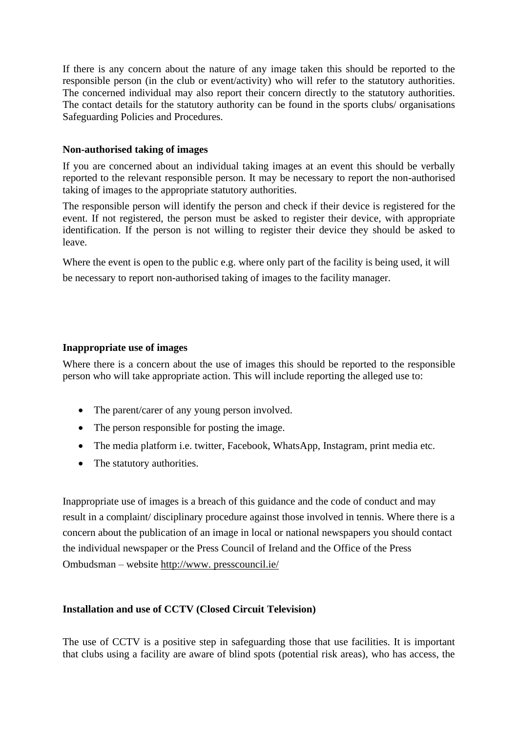If there is any concern about the nature of any image taken this should be reported to the responsible person (in the club or event/activity) who will refer to the statutory authorities. The concerned individual may also report their concern directly to the statutory authorities. The contact details for the statutory authority can be found in the sports clubs/ organisations Safeguarding Policies and Procedures.

**Non-authorised taking of images**

If you are concerned about an individual taking images at an event this should be verbally reported to the relevant responsible person. It may be necessary to report the non-authorised taking of images to the appropriate statutory authorities.

The responsible person will identify the person and check if their device is registered for the event. If not registered, the person must be asked to register their device, with appropriate identification. If the person is not willing to register their device they should be asked to leave.

Where the event is open to the public e.g. where only part of the facility is being used, it will be necessary to report non-authorised taking of images to the facility manager.

**Inappropriate use of images**

Where there is a concern about the use of images this should be reported to the responsible person who will take appropriate action. This will include reporting the alleged use to:

- The parent/carer of any young person involved.
- The person responsible for posting the image.
- The media platform i.e. twitter, Facebook, WhatsApp, Instagram, print media etc.
- The statutory authorities.

Inappropriate use of images is a breach of this guidance and the code of conduct and may result in a complaint/ disciplinary procedure against those involved in tennis. Where there is a concern about the publication of an image in local or national newspapers you should contact the individual newspaper or the Press Council of Ireland and the Office of the Press Ombudsman – website http://www. presscouncil.ie/

**Installation and use of CCTV (Closed Circuit Television)**

The use of CCTV is a positive step in safeguarding those that use facilities. It is important that clubs using a facility are aware of blind spots (potential risk areas), who has access, the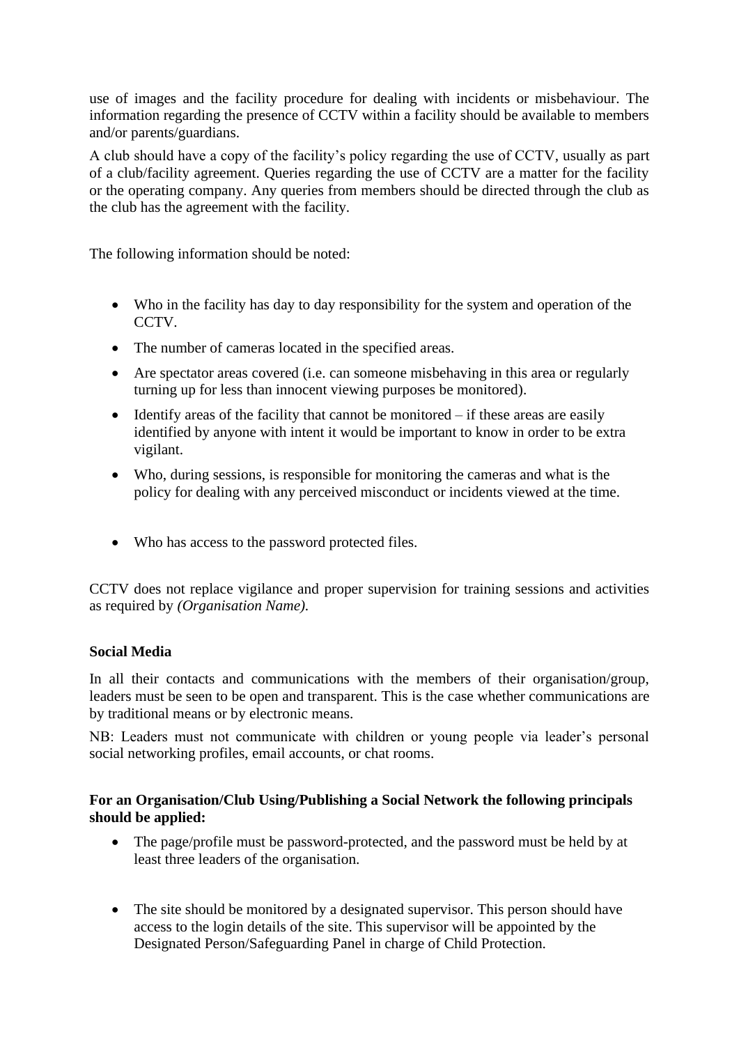use of images and the facility procedure for dealing with incidents or misbehaviour. The information regarding the presence of CCTV within a facility should be available to members and/or parents/guardians.

A club should have a copy of the facility's policy regarding the use of CCTV, usually as part of a club/facility agreement. Queries regarding the use of CCTV are a matter for the facility or the operating company. Any queries from members should be directed through the club as the club has the agreement with the facility.

The following information should be noted:

- Who in the facility has day to day responsibility for the system and operation of the CCTV.
- The number of cameras located in the specified areas.
- Are spectator areas covered (i.e. can someone misbehaving in this area or regularly turning up for less than innocent viewing purposes be monitored).
- Identify areas of the facility that cannot be monitored – if these areas are easily identified by anyone with intent it would be important to know in order to be extra vigilant.
- Who, during sessions, is responsible for monitoring the cameras and what is the policy for dealing with any perceived misconduct or incidents viewed at the time.
- Who has access to the password protected files.

CCTV does not replace vigilance and proper supervision for training sessions and activities as required by *(Organisation Name).*

**Social Media**

In all their contacts and communications with the members of their organisation/group, leaders must be seen to be open and transparent. This is the case whether communications are by traditional means or by electronic means.

NB: Leaders must not communicate with children or young people via leader's personal social networking profiles, email accounts, or chat rooms.

**For an Organisation/Club Using/Publishing a Social Network the following principals should be applied:**

- The page/profile must be password-protected, and the password must be held by at least three leaders of the organisation.
- The site should be monitored by a designated supervisor. This person should have access to the login details of the site. This supervisor will be appointed by the Designated Person/Safeguarding Panel in charge of Child Protection.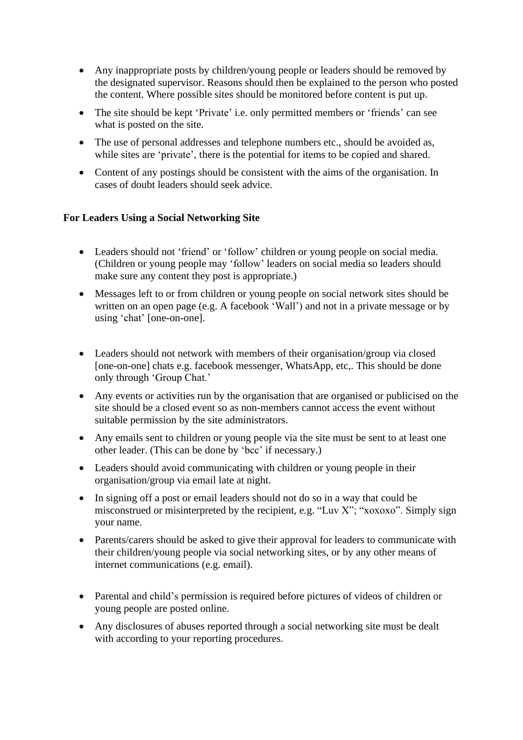- Any inappropriate posts by children/young people or leaders should be removed by the designated supervisor. Reasons should then be explained to the person who posted the content. Where possible sites should be monitored before content is put up.
- The site should be kept 'Private' i.e. only permitted members or 'friends' can see what is posted on the site.
- The use of personal addresses and telephone numbers etc., should be avoided as, while sites are 'private', there is the potential for items to be copied and shared.
- Content of any postings should be consistent with the aims of the organisation. In cases of doubt leaders should seek advice.

**For Leaders Using a Social Networking Site**

- Leaders should not 'friend' or 'follow' children or young people on social media. (Children or young people may 'follow' leaders on social media so leaders should make sure any content they post is appropriate.)
- Messages left to or from children or young people on social network sites should be written on an open page (e.g. A facebook 'Wall') and not in a private message or by using 'chat' [one-on-one].
- Leaders should not network with members of their organisation/group via closed [one-on-one] chats e.g. facebook messenger, WhatsApp, etc,. This should be done only through 'Group Chat.'
- Any events or activities run by the organisation that are organised or publicised on the site should be a closed event so as non-members cannot access the event without suitable permission by the site administrators.
- Any emails sent to children or young people via the site must be sent to at least one other leader. (This can be done by 'bcc' if necessary.)
- Leaders should avoid communicating with children or young people in their organisation/group via email late at night.
- In signing off a post or email leaders should not do so in a way that could be misconstrued or misinterpreted by the recipient, e.g. "Luv X"; "xoxoxo". Simply sign your name.
- Parents/carers should be asked to give their approval for leaders to communicate with their children/young people via social networking sites, or by any other means of internet communications (e.g. email).
- Parental and child's permission is required before pictures of videos of children or young people are posted online.
- Any disclosures of abuses reported through a social networking site must be dealt with according to your reporting procedures.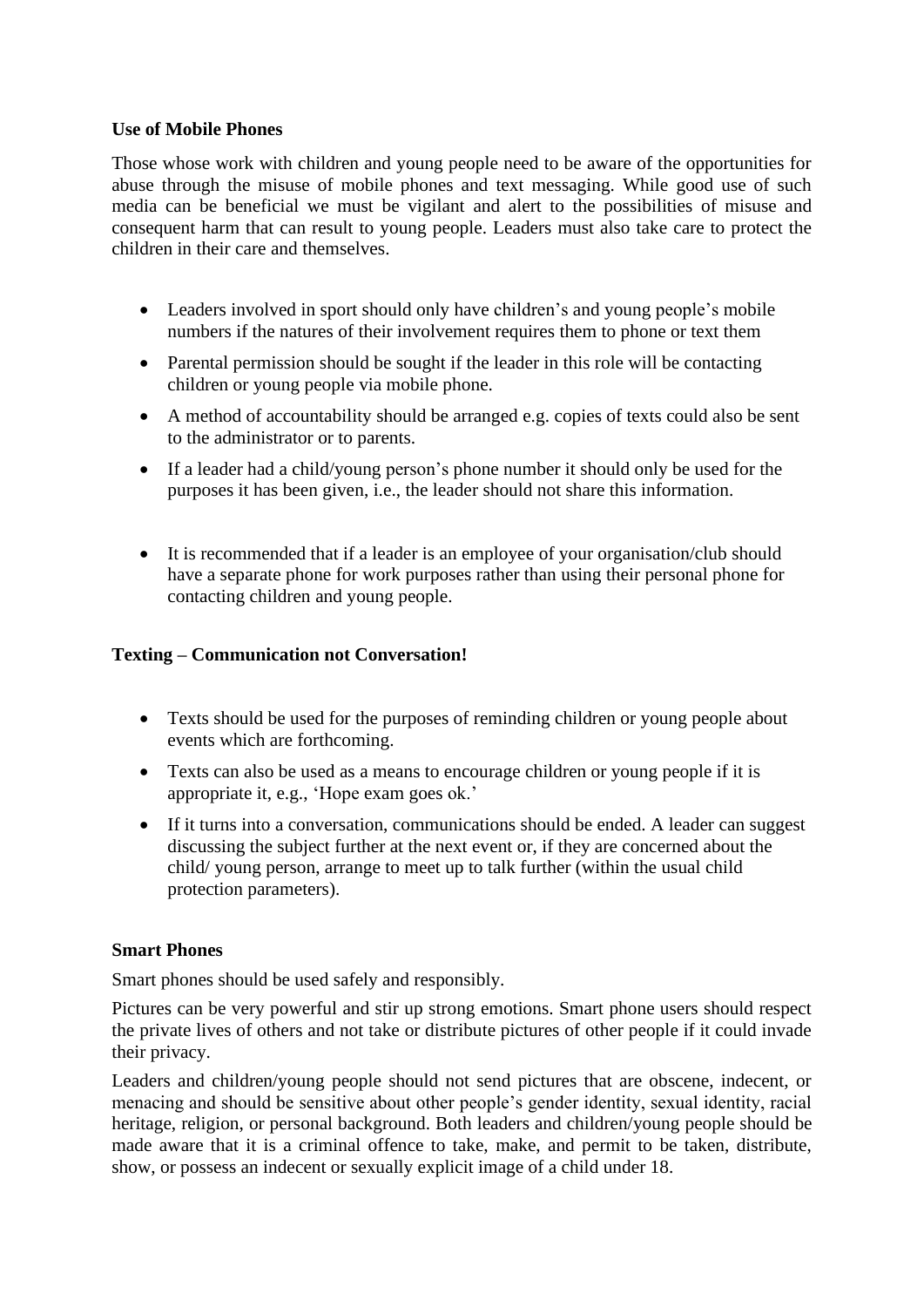**Use of Mobile Phones**

Those whose work with children and young people need to be aware of the opportunities for abuse through the misuse of mobile phones and text messaging. While good use of such media can be beneficial we must be vigilant and alert to the possibilities of misuse and consequent harm that can result to young people. Leaders must also take care to protect the children in their care and themselves.

- Leaders involved in sport should only have children's and young people's mobile numbers if the natures of their involvement requires them to phone or text them
- Parental permission should be sought if the leader in this role will be contacting children or young people via mobile phone.
- A method of accountability should be arranged e.g. copies of texts could also be sent to the administrator or to parents.
- If a leader had a child/young person's phone number it should only be used for the purposes it has been given, i.e., the leader should not share this information.
- It is recommended that if a leader is an employee of your organisation/club should have a separate phone for work purposes rather than using their personal phone for contacting children and young people.

**Texting – Communication not Conversation!**

- Texts should be used for the purposes of reminding children or young people about events which are forthcoming.
- Texts can also be used as a means to encourage children or young people if it is appropriate it, e.g., 'Hope exam goes ok.'
- If it turns into a conversation, communications should be ended. A leader can suggest discussing the subject further at the next event or, if they are concerned about the child/ young person, arrange to meet up to talk further (within the usual child protection parameters).

**Smart Phones**

Smart phones should be used safely and responsibly.

Pictures can be very powerful and stir up strong emotions. Smart phone users should respect the private lives of others and not take or distribute pictures of other people if it could invade their privacy.

Leaders and children/young people should not send pictures that are obscene, indecent, or menacing and should be sensitive about other people's gender identity, sexual identity, racial heritage, religion, or personal background. Both leaders and children/young people should be made aware that it is a criminal offence to take, make, and permit to be taken, distribute, show, or possess an indecent or sexually explicit image of a child under 18.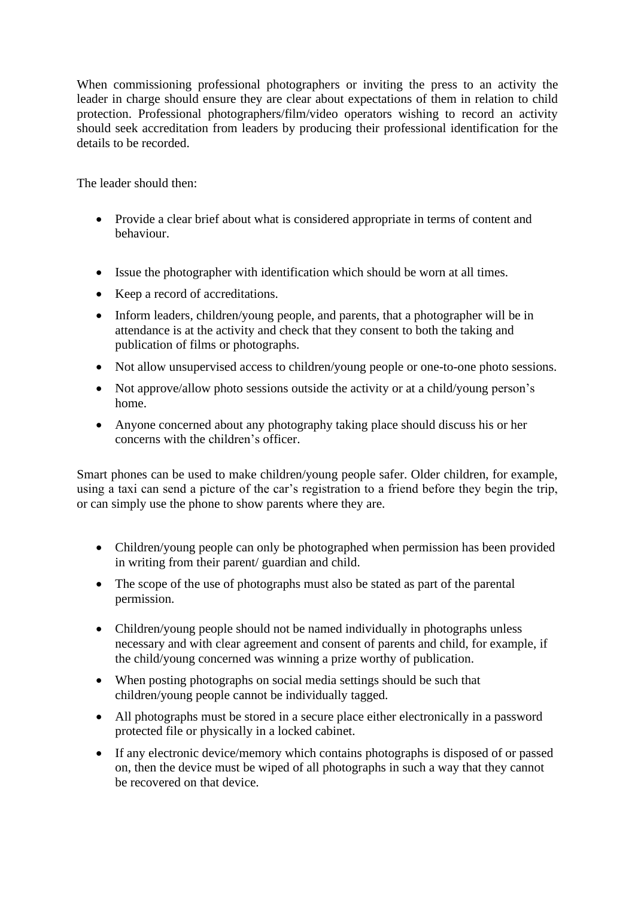When commissioning professional photographers or inviting the press to an activity the leader in charge should ensure they are clear about expectations of them in relation to child protection. Professional photographers/film/video operators wishing to record an activity should seek accreditation from leaders by producing their professional identification for the details to be recorded.

The leader should then:

- Provide a clear brief about what is considered appropriate in terms of content and behaviour.
- Issue the photographer with identification which should be worn at all times.
- Keep a record of accreditations.
- Inform leaders, children/young people, and parents, that a photographer will be in attendance is at the activity and check that they consent to both the taking and publication of films or photographs.
- Not allow unsupervised access to children/young people or one-to-one photo sessions.
- Not approve/allow photo sessions outside the activity or at a child/young person's home.
- Anyone concerned about any photography taking place should discuss his or her concerns with the children's officer.

Smart phones can be used to make children/young people safer. Older children, for example, using a taxi can send a picture of the car's registration to a friend before they begin the trip, or can simply use the phone to show parents where they are.

- Children/young people can only be photographed when permission has been provided in writing from their parent/ guardian and child.
- The scope of the use of photographs must also be stated as part of the parental permission.
- Children/young people should not be named individually in photographs unless necessary and with clear agreement and consent of parents and child, for example, if the child/young concerned was winning a prize worthy of publication.
- When posting photographs on social media settings should be such that children/young people cannot be individually tagged.
- All photographs must be stored in a secure place either electronically in a password protected file or physically in a locked cabinet.
- If any electronic device/memory which contains photographs is disposed of or passed on, then the device must be wiped of all photographs in such a way that they cannot be recovered on that device.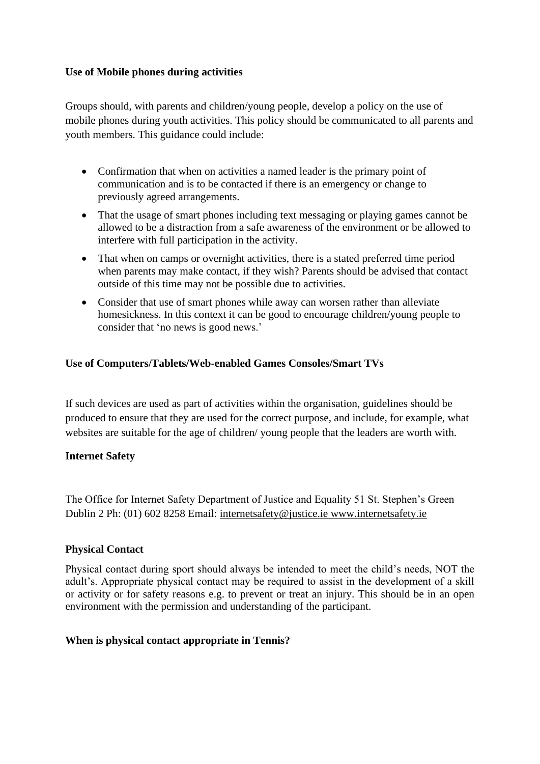**Use of Mobile phones during activities**

Groups should, with parents and children/young people, develop a policy on the use of mobile phones during youth activities. This policy should be communicated to all parents and youth members. This guidance could include:

- Confirmation that when on activities a named leader is the primary point of communication and is to be contacted if there is an emergency or change to previously agreed arrangements.
- That the usage of smart phones including text messaging or playing games cannot be allowed to be a distraction from a safe awareness of the environment or be allowed to interfere with full participation in the activity.
- That when on camps or overnight activities, there is a stated preferred time period when parents may make contact, if they wish? Parents should be advised that contact outside of this time may not be possible due to activities.
- Consider that use of smart phones while away can worsen rather than alleviate homesickness. In this context it can be good to encourage children/young people to consider that 'no news is good news.'

**Use of Computers/Tablets/Web-enabled Games Consoles/Smart TVs**

If such devices are used as part of activities within the organisation, guidelines should be produced to ensure that they are used for the correct purpose, and include, for example, what websites are suitable for the age of children/ young people that the leaders are worth with.

**Internet Safety**

The Office for Internet Safety Department of Justice and Equality 51 St. Stephen's Green Dublin 2 Ph: (01) 602 8258 Email: internetsafety@justice.ie www.internetsafety.ie

**Physical Contact**

Physical contact during sport should always be intended to meet the child's needs, NOT the adult's. Appropriate physical contact may be required to assist in the development of a skill or activity or for safety reasons e.g. to prevent or treat an injury. This should be in an open environment with the permission and understanding of the participant.

**When is physical contact appropriate in Tennis?**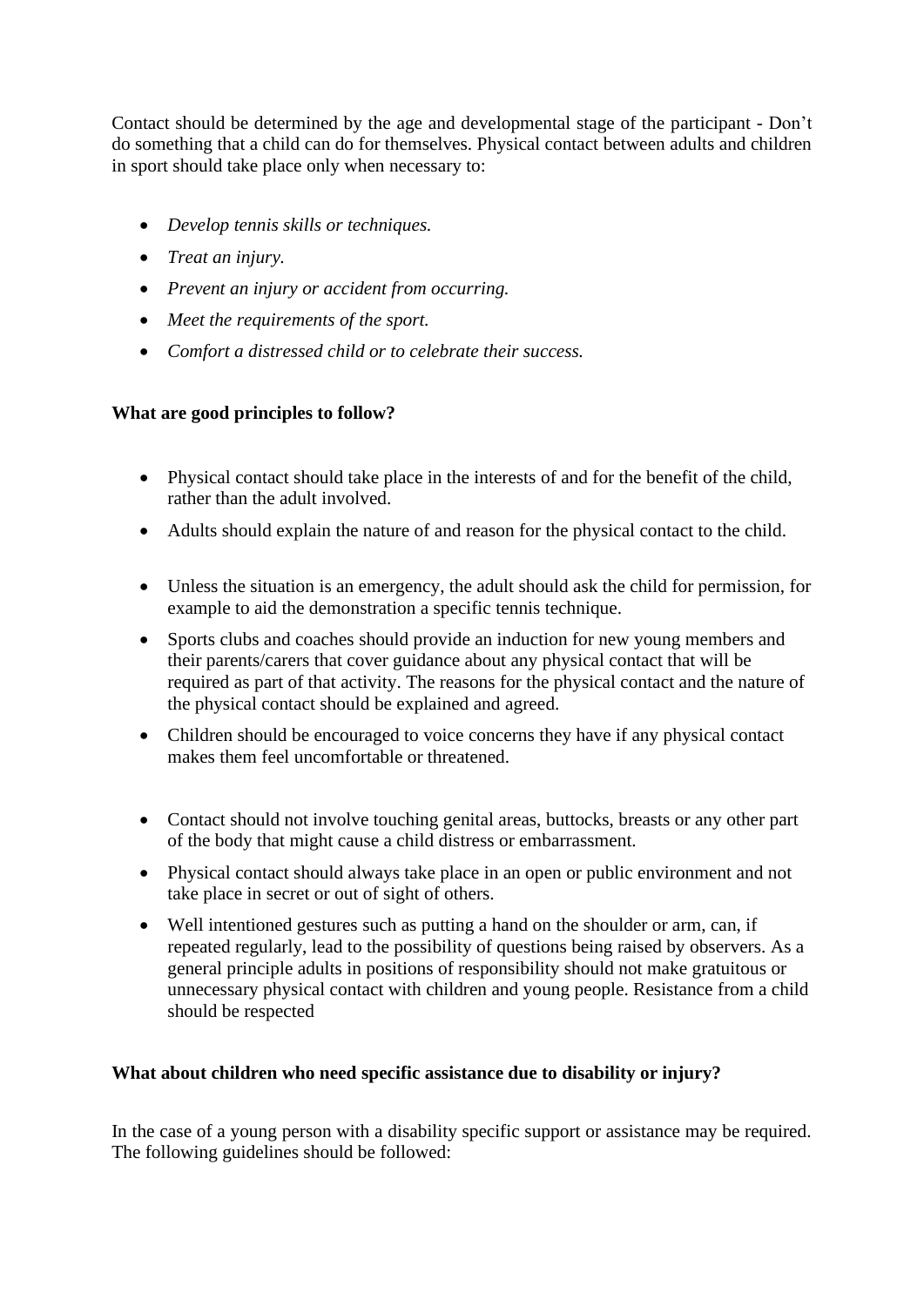Contact should be determined by the age and developmental stage of the participant - Don't do something that a child can do for themselves. Physical contact between adults and children in sport should take place only when necessary to:

- *Develop tennis skills or techniques.*
- *Treat an injury.*
- *Prevent an injury or accident from occurring.*
- *Meet the requirements of the sport.*
- *Comfort a distressed child or to celebrate their success.*

**What are good principles to follow?**

- Physical contact should take place in the interests of and for the benefit of the child, rather than the adult involved.
- Adults should explain the nature of and reason for the physical contact to the child.
- Unless the situation is an emergency, the adult should ask the child for permission, for example to aid the demonstration a specific tennis technique.
- Sports clubs and coaches should provide an induction for new young members and their parents/carers that cover guidance about any physical contact that will be required as part of that activity. The reasons for the physical contact and the nature of the physical contact should be explained and agreed.
- Children should be encouraged to voice concerns they have if any physical contact makes them feel uncomfortable or threatened.
- Contact should not involve touching genital areas, buttocks, breasts or any other part of the body that might cause a child distress or embarrassment.
- Physical contact should always take place in an open or public environment and not take place in secret or out of sight of others.
- Well intentioned gestures such as putting a hand on the shoulder or arm, can, if repeated regularly, lead to the possibility of questions being raised by observers. As a general principle adults in positions of responsibility should not make gratuitous or unnecessary physical contact with children and young people. Resistance from a child should be respected

**What about children who need specific assistance due to disability or injury?**

In the case of a young person with a disability specific support or assistance may be required. The following guidelines should be followed: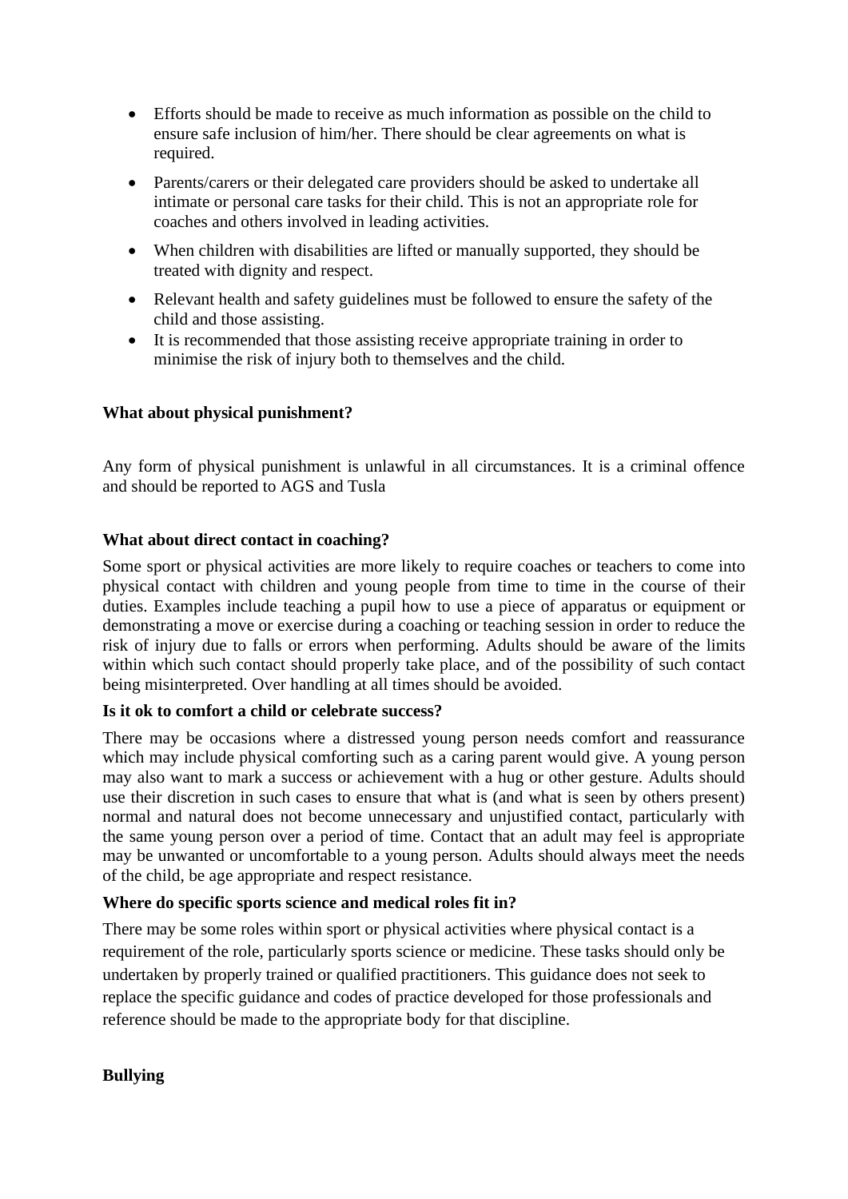- Efforts should be made to receive as much information as possible on the child to ensure safe inclusion of him/her. There should be clear agreements on what is required.
- Parents/carers or their delegated care providers should be asked to undertake all intimate or personal care tasks for their child. This is not an appropriate role for coaches and others involved in leading activities.
- When children with disabilities are lifted or manually supported, they should be treated with dignity and respect.
- Relevant health and safety guidelines must be followed to ensure the safety of the child and those assisting.
- It is recommended that those assisting receive appropriate training in order to minimise the risk of injury both to themselves and the child.

**What about physical punishment?**

Any form of physical punishment is unlawful in all circumstances. It is a criminal offence and should be reported to AGS and Tusla

**What about direct contact in coaching?**

Some sport or physical activities are more likely to require coaches or teachers to come into physical contact with children and young people from time to time in the course of their duties. Examples include teaching a pupil how to use a piece of apparatus or equipment or demonstrating a move or exercise during a coaching or teaching session in order to reduce the risk of injury due to falls or errors when performing. Adults should be aware of the limits within which such contact should properly take place, and of the possibility of such contact being misinterpreted. Over handling at all times should be avoided.

**Is it ok to comfort a child or celebrate success?**

There may be occasions where a distressed young person needs comfort and reassurance which may include physical comforting such as a caring parent would give. A young person may also want to mark a success or achievement with a hug or other gesture. Adults should use their discretion in such cases to ensure that what is (and what is seen by others present) normal and natural does not become unnecessary and unjustified contact, particularly with the same young person over a period of time. Contact that an adult may feel is appropriate may be unwanted or uncomfortable to a young person. Adults should always meet the needs of the child, be age appropriate and respect resistance.

**Where do specific sports science and medical roles fit in?**

There may be some roles within sport or physical activities where physical contact is a requirement of the role, particularly sports science or medicine. These tasks should only be undertaken by properly trained or qualified practitioners. This guidance does not seek to replace the specific guidance and codes of practice developed for those professionals and reference should be made to the appropriate body for that discipline.

**Bullying**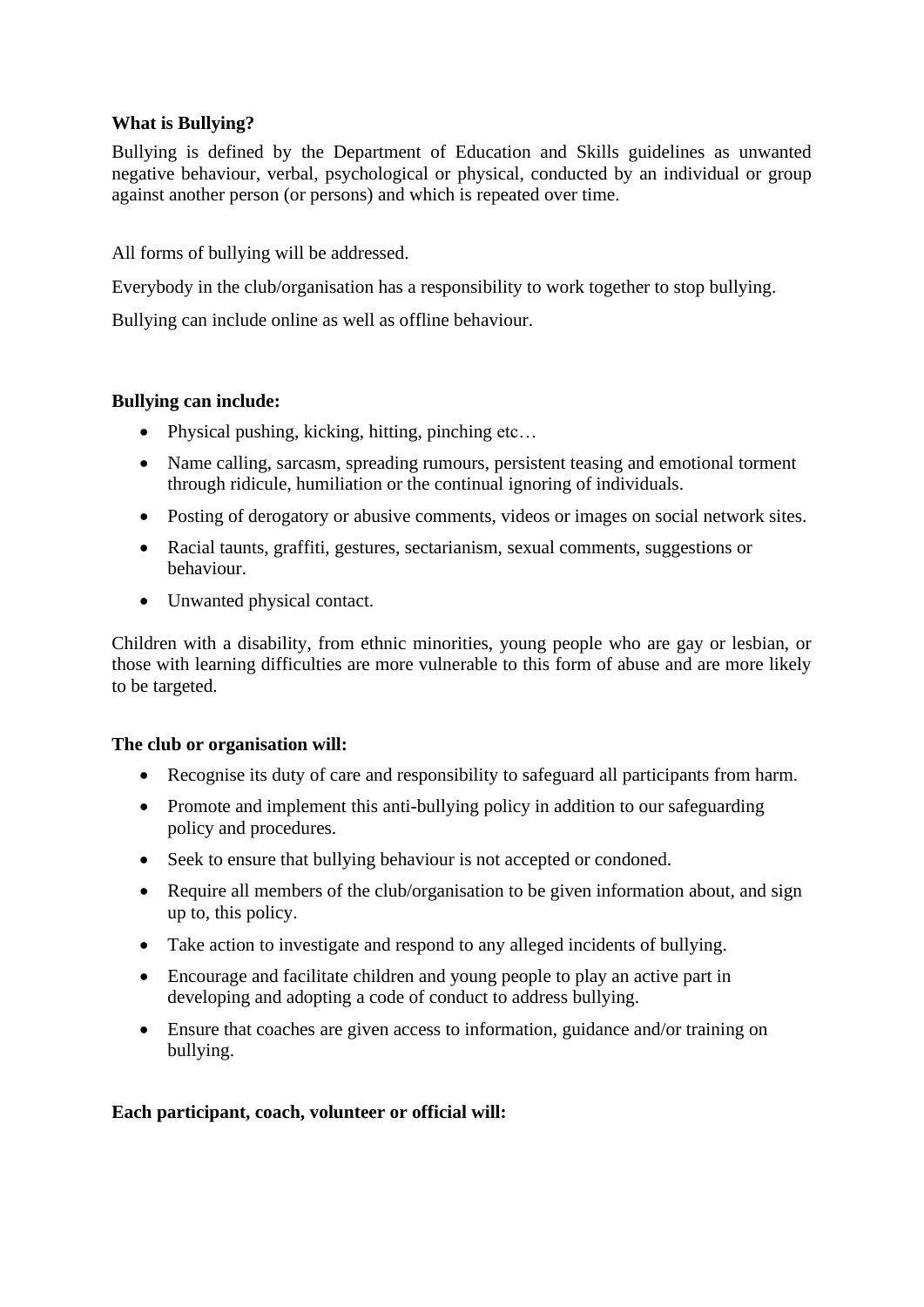**What is Bullying?**

Bullying is defined by the Department of Education and Skills guidelines as unwanted negative behaviour, verbal, psychological or physical, conducted by an individual or group against another person (or persons) and which is repeated over time.

All forms of bullying will be addressed.

Everybody in the club/organisation has a responsibility to work together to stop bullying.

Bullying can include online as well as offline behaviour.

**Bullying can include:**

- Physical pushing, kicking, hitting, pinching etc…
- Name calling, sarcasm, spreading rumours, persistent teasing and emotional torment through ridicule, humiliation or the continual ignoring of individuals.
- Posting of derogatory or abusive comments, videos or images on social network sites.
- Racial taunts, graffiti, gestures, sectarianism, sexual comments, suggestions or behaviour.
- Unwanted physical contact.

Children with a disability, from ethnic minorities, young people who are gay or lesbian, or those with learning difficulties are more vulnerable to this form of abuse and are more likely to be targeted.

**The club or organisation will:**

- Recognise its duty of care and responsibility to safeguard all participants from harm.
- Promote and implement this anti-bullying policy in addition to our safeguarding policy and procedures.
- Seek to ensure that bullying behaviour is not accepted or condoned.
- Require all members of the club/organisation to be given information about, and sign up to, this policy.
- Take action to investigate and respond to any alleged incidents of bullying.
- Encourage and facilitate children and young people to play an active part in developing and adopting a code of conduct to address bullying.
- Ensure that coaches are given access to information, guidance and/or training on bullying.

**Each participant, coach, volunteer or official will:**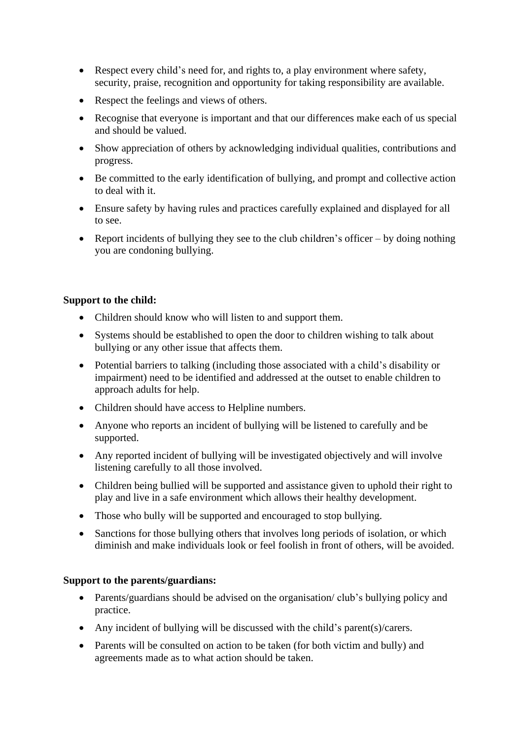- Respect every child's need for, and rights to, a play environment where safety, security, praise, recognition and opportunity for taking responsibility are available.
- Respect the feelings and views of others.
- Recognise that everyone is important and that our differences make each of us special and should be valued.
- Show appreciation of others by acknowledging individual qualities, contributions and progress.
- Be committed to the early identification of bullying, and prompt and collective action to deal with it.
- Ensure safety by having rules and practices carefully explained and displayed for all to see.
- Report incidents of bullying they see to the club children's officer – by doing nothing you are condoning bullying.

**Support to the child:**

- Children should know who will listen to and support them.
- Systems should be established to open the door to children wishing to talk about bullying or any other issue that affects them.
- Potential barriers to talking (including those associated with a child's disability or impairment) need to be identified and addressed at the outset to enable children to approach adults for help.
- Children should have access to Helpline numbers.
- Anyone who reports an incident of bullying will be listened to carefully and be supported.
- Any reported incident of bullying will be investigated objectively and will involve listening carefully to all those involved.
- Children being bullied will be supported and assistance given to uphold their right to play and live in a safe environment which allows their healthy development.
- Those who bully will be supported and encouraged to stop bullying.
- Sanctions for those bullying others that involves long periods of isolation, or which diminish and make individuals look or feel foolish in front of others, will be avoided.

**Support to the parents/guardians:**

- Parents/guardians should be advised on the organisation/ club's bullying policy and practice.
- Any incident of bullying will be discussed with the child's parent(s)/carers.
- Parents will be consulted on action to be taken (for both victim and bully) and agreements made as to what action should be taken.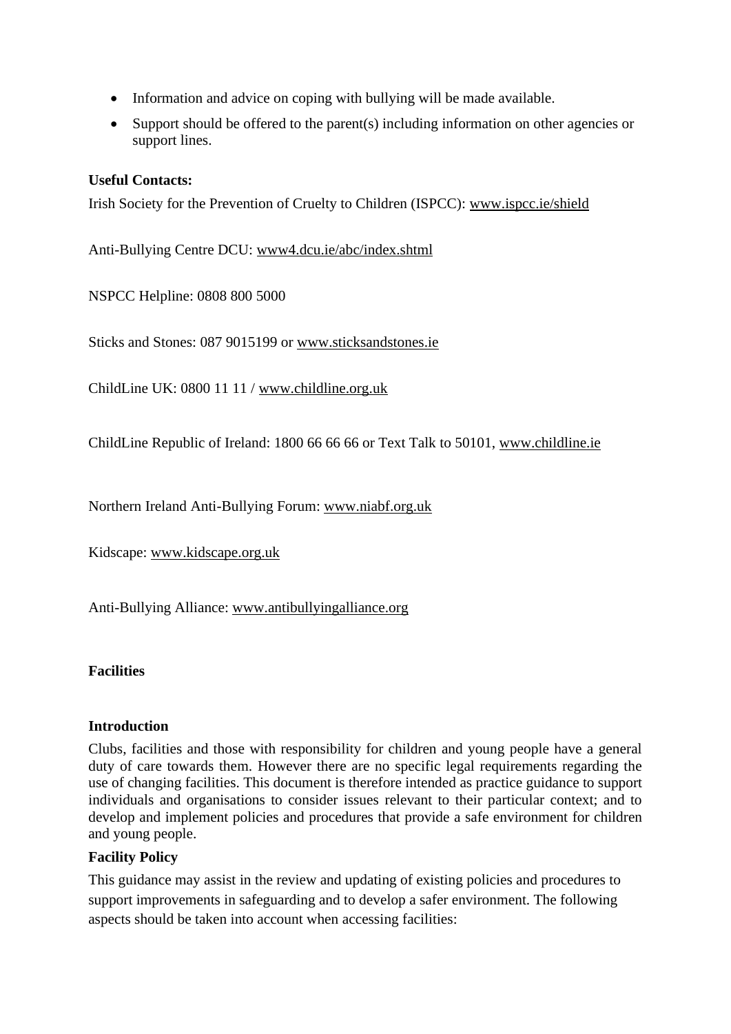- Information and advice on coping with bullying will be made available.
- Support should be offered to the parent(s) including information on other agencies or support lines.

**Useful Contacts:**

Irish Society for the Prevention of Cruelty to Children (ISPCC): www.ispcc.ie/shield

Anti-Bullying Centre DCU: www4.dcu.ie/abc/index.shtml

NSPCC Helpline: 0808 800 5000

Sticks and Stones: 087 9015199 or www.sticksandstones.ie

ChildLine UK: 0800 11 11 / www.childline.org.uk

ChildLine Republic of Ireland: 1800 66 66 66 or Text Talk to 50101, www.childline.ie

Northern Ireland Anti-Bullying Forum: www.niabf.org.uk

Kidscape: www.kidscape.org.uk

Anti-Bullying Alliance: www.antibullyingalliance.org

## Facilities

### Introduction

Clubs, facilities and those with responsibility for children and young people have a general duty of care towards them. However there are no specific legal requirements regarding the use of changing facilities. This document is therefore intended as practice guidance to support individuals and organisations to consider issues relevant to their particular context; and to develop and implement policies and procedures that provide a safe environment for children and young people.

### Facility Policy

This guidance may assist in the review and updating of existing policies and procedures to support improvements in safeguarding and to develop a safer environment. The following aspects should be taken into account when accessing facilities: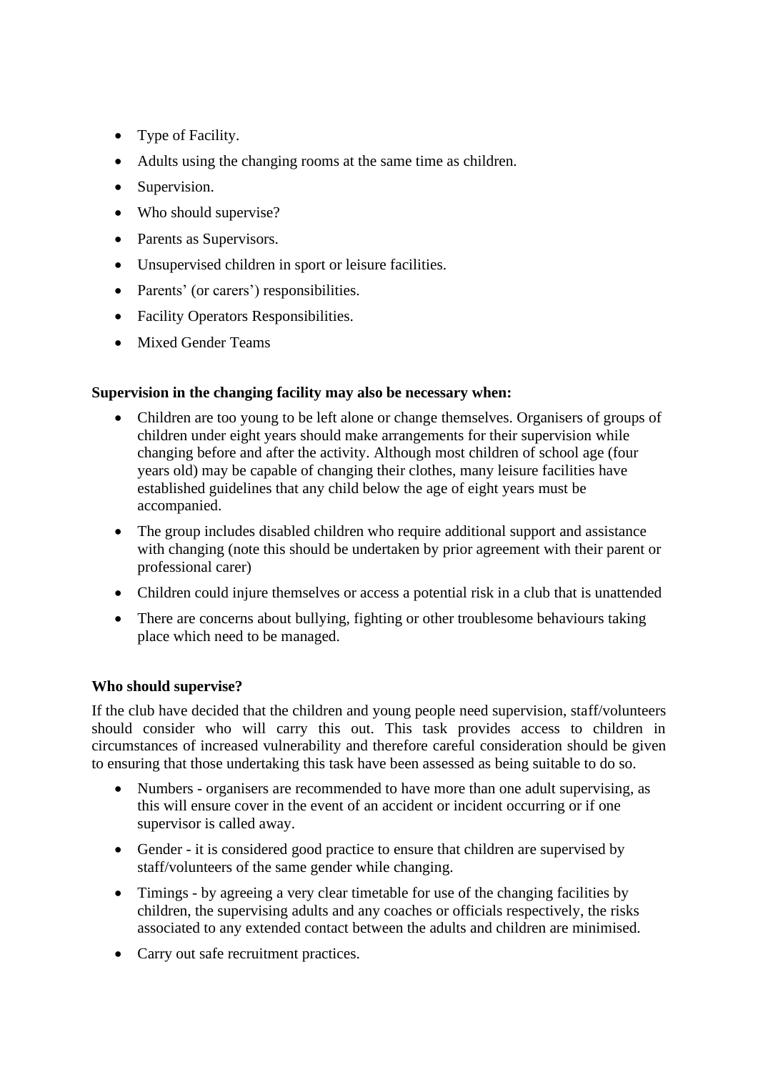- Type of Facility.
- Adults using the changing rooms at the same time as children.
- Supervision.
- Who should supervise?
- Parents as Supervisors.
- Unsupervised children in sport or leisure facilities.
- Parents' (or carers') responsibilities.
- Facility Operators Responsibilities.
- Mixed Gender Teams

**Supervision in the changing facility may also be necessary when:**

- Children are too young to be left alone or change themselves. Organisers of groups of children under eight years should make arrangements for their supervision while changing before and after the activity. Although most children of school age (four years old) may be capable of changing their clothes, many leisure facilities have established guidelines that any child below the age of eight years must be accompanied.
- The group includes disabled children who require additional support and assistance with changing (note this should be undertaken by prior agreement with their parent or professional carer)
- Children could injure themselves or access a potential risk in a club that is unattended
- There are concerns about bullying, fighting or other troublesome behaviours taking place which need to be managed.

**Who should supervise?**

If the club have decided that the children and young people need supervision, staff/volunteers should consider who will carry this out. This task provides access to children in circumstances of increased vulnerability and therefore careful consideration should be given to ensuring that those undertaking this task have been assessed as being suitable to do so.

- Numbers - organisers are recommended to have more than one adult supervising, as this will ensure cover in the event of an accident or incident occurring or if one supervisor is called away.
- Gender - it is considered good practice to ensure that children are supervised by staff/volunteers of the same gender while changing.
- Timings - by agreeing a very clear timetable for use of the changing facilities by children, the supervising adults and any coaches or officials respectively, the risks associated to any extended contact between the adults and children are minimised.
- Carry out safe recruitment practices.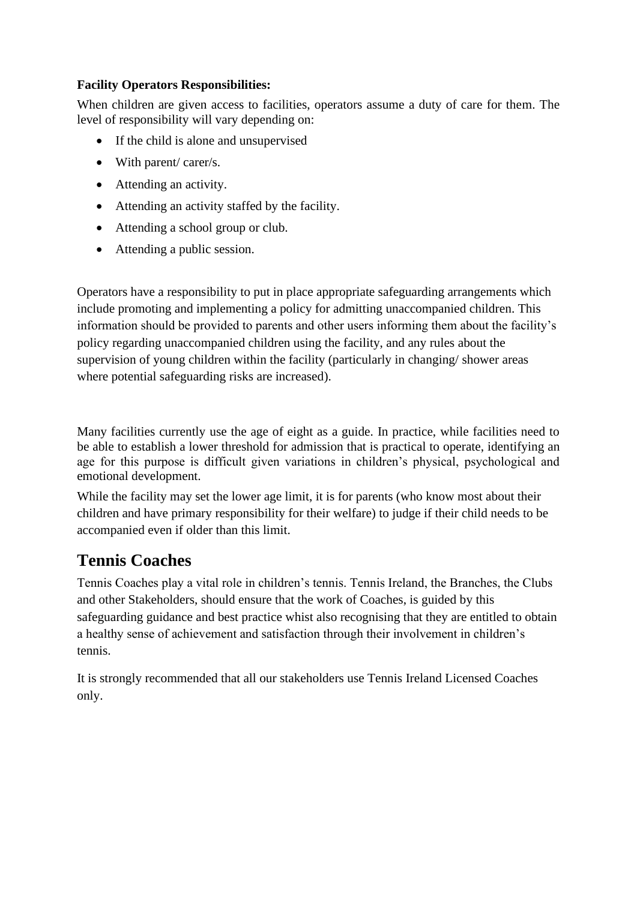**Facility Operators Responsibilities:**

When children are given access to facilities, operators assume a duty of care for them. The level of responsibility will vary depending on:

- If the child is alone and unsupervised
- With parent/ carer/s.
- Attending an activity.
- Attending an activity staffed by the facility.
- Attending a school group or club.
- Attending a public session.

Operators have a responsibility to put in place appropriate safeguarding arrangements which include promoting and implementing a policy for admitting unaccompanied children. This information should be provided to parents and other users informing them about the facility's policy regarding unaccompanied children using the facility, and any rules about the supervision of young children within the facility (particularly in changing/ shower areas where potential safeguarding risks are increased).

Many facilities currently use the age of eight as a guide. In practice, while facilities need to be able to establish a lower threshold for admission that is practical to operate, identifying an age for this purpose is difficult given variations in children's physical, psychological and emotional development.

While the facility may set the lower age limit, it is for parents (who know most about their children and have primary responsibility for their welfare) to judge if their child needs to be accompanied even if older than this limit.

## Tennis Coaches

Tennis Coaches play a vital role in children's tennis. Tennis Ireland, the Branches, the Clubs and other Stakeholders, should ensure that the work of Coaches, is guided by this safeguarding guidance and best practice whist also recognising that they are entitled to obtain a healthy sense of achievement and satisfaction through their involvement in children's tennis.

It is strongly recommended that all our stakeholders use Tennis Ireland Licensed Coaches only.